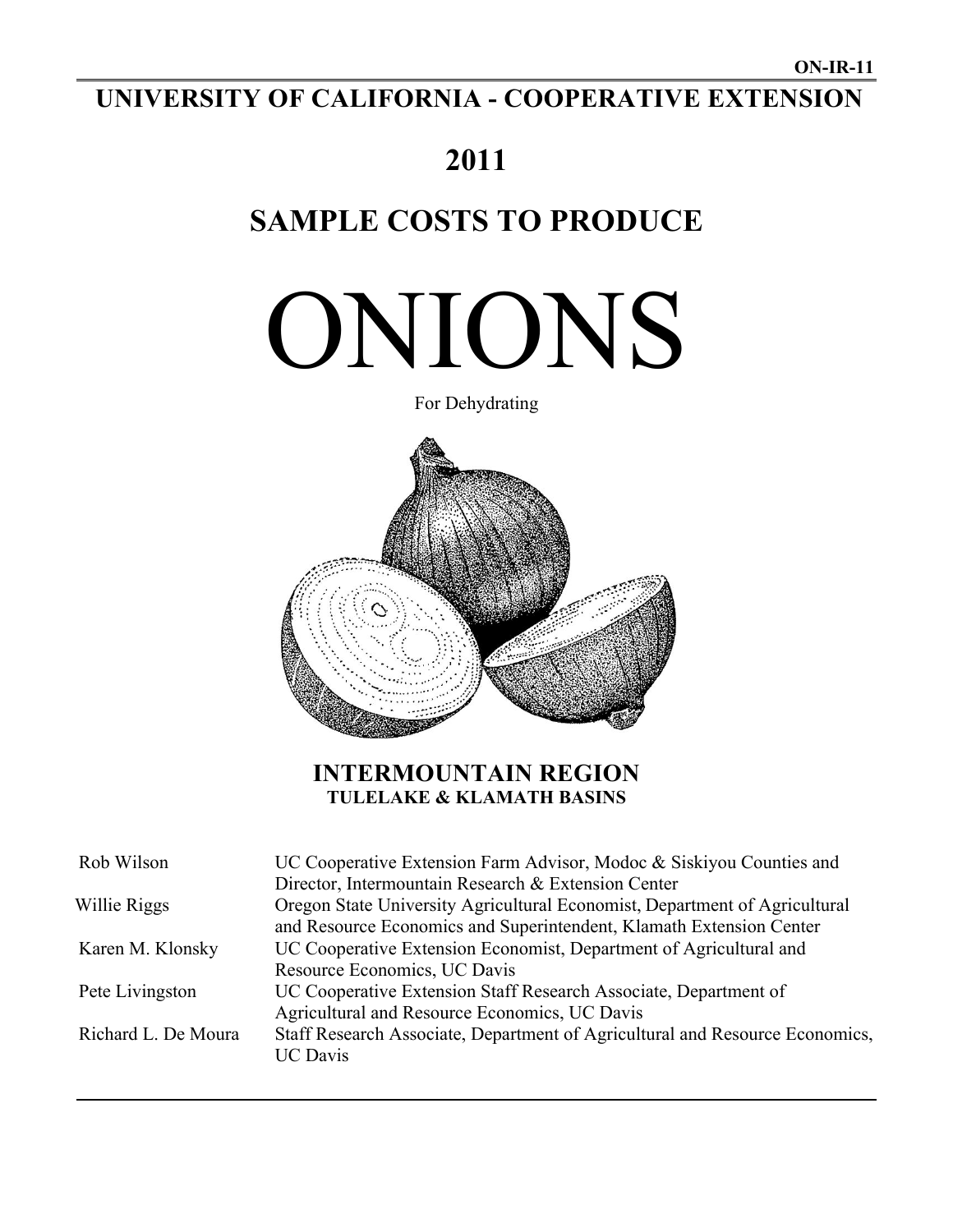ON-IR-11

# UNIVERSITY OF CALIFORNIA - COOPERATIVE EXTENSION

# 2011

# SAMPLE COSTS TO PRODUCE

# ONIONS

For Dehydrating

## INTERMOUNTAIN REGION

### TULELAKE & KLAMATH BASINS

| | |
|---|---|
| Rob Wilson | UC Cooperative Extension Farm Advisor, Modoc & Siskiyou Counties and Director, Intermountain Research & Extension Center |
| Willie Riggs | Oregon State University Agricultural Economist, Department of Agricultural and Resource Economics and Superintendent, Klamath Extension Center |
| Karen M. Klonsky | UC Cooperative Extension Economist, Department of Agricultural and Resource Economics, UC Davis |
| Pete Livingston | UC Cooperative Extension Staff Research Associate, Department of Agricultural and Resource Economics, UC Davis |
| Richard L. De Moura | Staff Research Associate, Department of Agricultural and Resource Economics, UC Davis |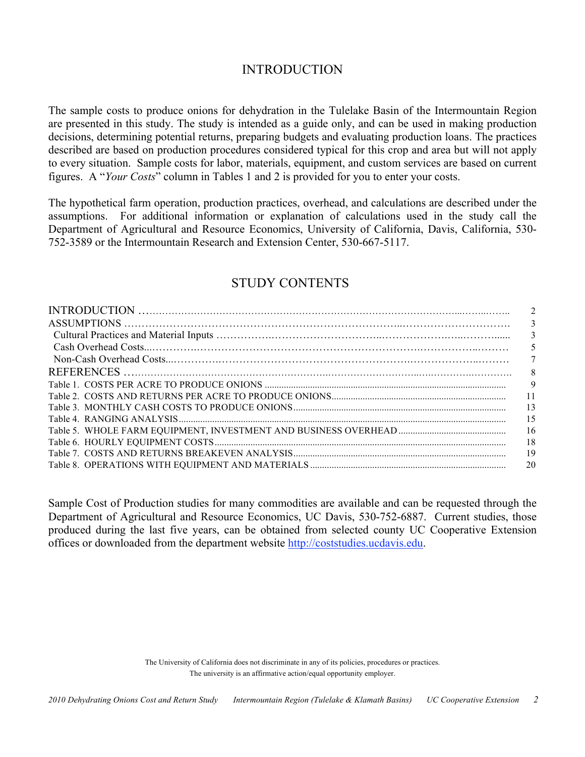# INTRODUCTION

The sample costs to produce onions for dehydration in the Tulelake Basin of the Intermountain Region are presented in this study. The study is intended as a guide only, and can be used in making production decisions, determining potential returns, preparing budgets and evaluating production loans. The practices described are based on production procedures considered typical for this crop and area but will not apply to every situation. Sample costs for labor, materials, equipment, and custom services are based on current figures. A "*Your Costs*" column in Tables 1 and 2 is provided for you to enter your costs.

The hypothetical farm operation, production practices, overhead, and calculations are described under the assumptions. For additional information or explanation of calculations used in the study call the Department of Agricultural and Resource Economics, University of California, Davis, California, 530-752-3589 or the Intermountain Research and Extension Center, 530-667-5117.

# STUDY CONTENTS

| | |
|---|---|
| INTRODUCTION | 2 |
| ASSUMPTIONS | 3 |
| Cultural Practices and Material Inputs | 3 |
| Cash Overhead Costs | 5 |
| Non-Cash Overhead Costs | 7 |
| REFERENCES | 8 |
| Table 1. COSTS PER ACRE TO PRODUCE ONIONS | 9 |
| Table 2. COSTS AND RETURNS PER ACRE TO PRODUCE ONIONS | 11 |
| Table 3. MONTHLY CASH COSTS TO PRODUCE ONIONS | 13 |
| Table 4. RANGING ANALYSIS | 15 |
| Table 5. WHOLE FARM EQUIPMENT, INVESTMENT AND BUSINESS OVERHEAD | 16 |
| Table 6. HOURLY EQUIPMENT COSTS | 18 |
| Table 7. COSTS AND RETURNS BREAKEVEN ANALYSIS | 19 |
| Table 8. OPERATIONS WITH EQUIPMENT AND MATERIALS | 20 |

Sample Cost of Production studies for many commodities are available and can be requested through the Department of Agricultural and Resource Economics, UC Davis, 530-752-6887. Current studies, those produced during the last five years, can be obtained from selected county UC Cooperative Extension offices or downloaded from the department website http://coststudies.ucdavis.edu.

The University of California does not discriminate in any of its policies, procedures or practices.
The university is an affirmative action/equal opportunity employer.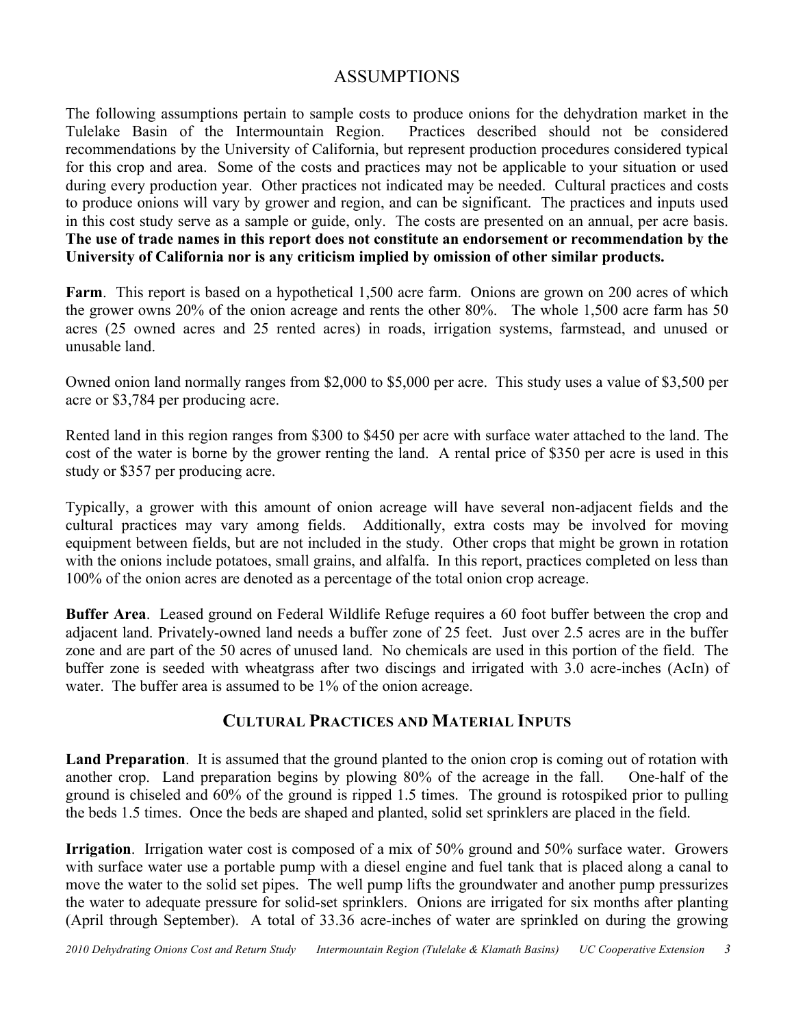# ASSUMPTIONS

The following assumptions pertain to sample costs to produce onions for the dehydration market in the Tulelake Basin of the Intermountain Region. Practices described should not be considered recommendations by the University of California, but represent production procedures considered typical for this crop and area. Some of the costs and practices may not be applicable to your situation or used during every production year. Other practices not indicated may be needed. Cultural practices and costs to produce onions will vary by grower and region, and can be significant. The practices and inputs used in this cost study serve as a sample or guide, only. The costs are presented on an annual, per acre basis. **The use of trade names in this report does not constitute an endorsement or recommendation by the University of California nor is any criticism implied by omission of other similar products.**

**Farm**. This report is based on a hypothetical 1,500 acre farm. Onions are grown on 200 acres of which the grower owns 20% of the onion acreage and rents the other 80%. The whole 1,500 acre farm has 50 acres (25 owned acres and 25 rented acres) in roads, irrigation systems, farmstead, and unused or unusable land.

Owned onion land normally ranges from $2,000 to $5,000 per acre. This study uses a value of $3,500 per acre or $3,784 per producing acre.

Rented land in this region ranges from $300 to $450 per acre with surface water attached to the land. The cost of the water is borne by the grower renting the land. A rental price of $350 per acre is used in this study or $357 per producing acre.

Typically, a grower with this amount of onion acreage will have several non-adjacent fields and the cultural practices may vary among fields. Additionally, extra costs may be involved for moving equipment between fields, but are not included in the study. Other crops that might be grown in rotation with the onions include potatoes, small grains, and alfalfa. In this report, practices completed on less than 100% of the onion acres are denoted as a percentage of the total onion crop acreage.

**Buffer Area**. Leased ground on Federal Wildlife Refuge requires a 60 foot buffer between the crop and adjacent land. Privately-owned land needs a buffer zone of 25 feet. Just over 2.5 acres are in the buffer zone and are part of the 50 acres of unused land. No chemicals are used in this portion of the field. The buffer zone is seeded with wheatgrass after two discings and irrigated with 3.0 acre-inches (AcIn) of water. The buffer area is assumed to be 1% of the onion acreage.

## CULTURAL PRACTICES AND MATERIAL INPUTS

**Land Preparation**. It is assumed that the ground planted to the onion crop is coming out of rotation with another crop. Land preparation begins by plowing 80% of the acreage in the fall. One-half of the ground is chiseled and 60% of the ground is ripped 1.5 times. The ground is rotospiked prior to pulling the beds 1.5 times. Once the beds are shaped and planted, solid set sprinklers are placed in the field.

**Irrigation**. Irrigation water cost is composed of a mix of 50% ground and 50% surface water. Growers with surface water use a portable pump with a diesel engine and fuel tank that is placed along a canal to move the water to the solid set pipes. The well pump lifts the groundwater and another pump pressurizes the water to adequate pressure for solid-set sprinklers. Onions are irrigated for six months after planting (April through September). A total of 33.36 acre-inches of water are sprinkled on during the growing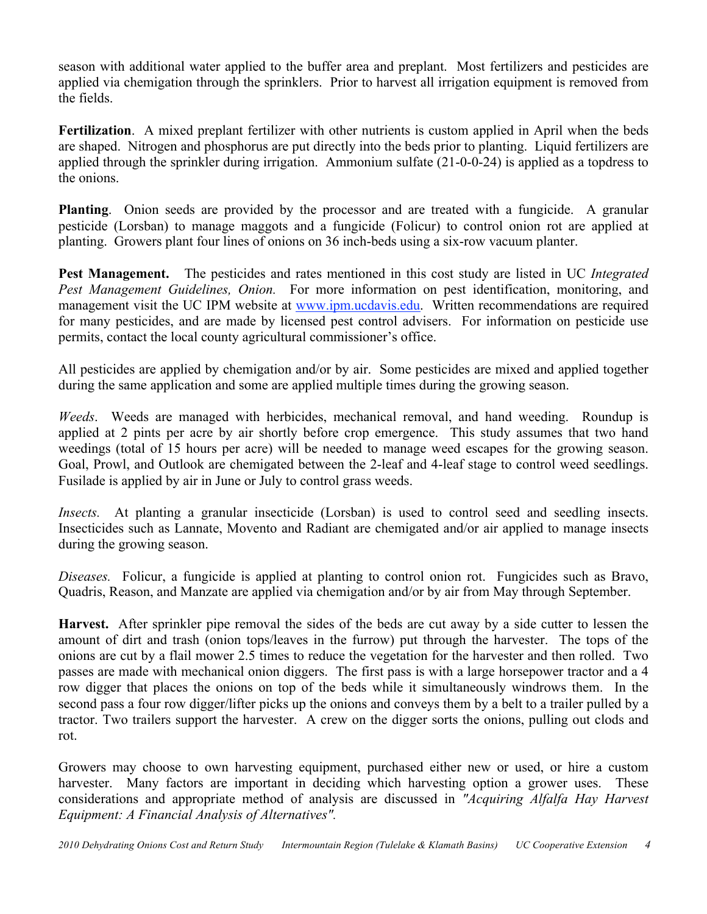season with additional water applied to the buffer area and preplant. Most fertilizers and pesticides are applied via chemigation through the sprinklers. Prior to harvest all irrigation equipment is removed from the fields.

**Fertilization**. A mixed preplant fertilizer with other nutrients is custom applied in April when the beds are shaped. Nitrogen and phosphorus are put directly into the beds prior to planting. Liquid fertilizers are applied through the sprinkler during irrigation. Ammonium sulfate (21-0-0-24) is applied as a topdress to the onions.

**Planting**. Onion seeds are provided by the processor and are treated with a fungicide. A granular pesticide (Lorsban) to manage maggots and a fungicide (Folicur) to control onion rot are applied at planting. Growers plant four lines of onions on 36 inch-beds using a six-row vacuum planter.

**Pest Management.** The pesticides and rates mentioned in this cost study are listed in UC *Integrated Pest Management Guidelines, Onion.* For more information on pest identification, monitoring, and management visit the UC IPM website at www.ipm.ucdavis.edu. Written recommendations are required for many pesticides, and are made by licensed pest control advisers. For information on pesticide use permits, contact the local county agricultural commissioner's office.

All pesticides are applied by chemigation and/or by air. Some pesticides are mixed and applied together during the same application and some are applied multiple times during the growing season.

*Weeds*. Weeds are managed with herbicides, mechanical removal, and hand weeding. Roundup is applied at 2 pints per acre by air shortly before crop emergence. This study assumes that two hand weedings (total of 15 hours per acre) will be needed to manage weed escapes for the growing season. Goal, Prowl, and Outlook are chemigated between the 2-leaf and 4-leaf stage to control weed seedlings. Fusilade is applied by air in June or July to control grass weeds.

*Insects.* At planting a granular insecticide (Lorsban) is used to control seed and seedling insects. Insecticides such as Lannate, Movento and Radiant are chemigated and/or air applied to manage insects during the growing season.

*Diseases.* Folicur, a fungicide is applied at planting to control onion rot. Fungicides such as Bravo, Quadris, Reason, and Manzate are applied via chemigation and/or by air from May through September.

**Harvest.** After sprinkler pipe removal the sides of the beds are cut away by a side cutter to lessen the amount of dirt and trash (onion tops/leaves in the furrow) put through the harvester. The tops of the onions are cut by a flail mower 2.5 times to reduce the vegetation for the harvester and then rolled. Two passes are made with mechanical onion diggers. The first pass is with a large horsepower tractor and a 4 row digger that places the onions on top of the beds while it simultaneously windrows them. In the second pass a four row digger/lifter picks up the onions and conveys them by a belt to a trailer pulled by a tractor. Two trailers support the harvester. A crew on the digger sorts the onions, pulling out clods and rot.

Growers may choose to own harvesting equipment, purchased either new or used, or hire a custom harvester. Many factors are important in deciding which harvesting option a grower uses. These considerations and appropriate method of analysis are discussed in *"Acquiring Alfalfa Hay Harvest Equipment: A Financial Analysis of Alternatives".*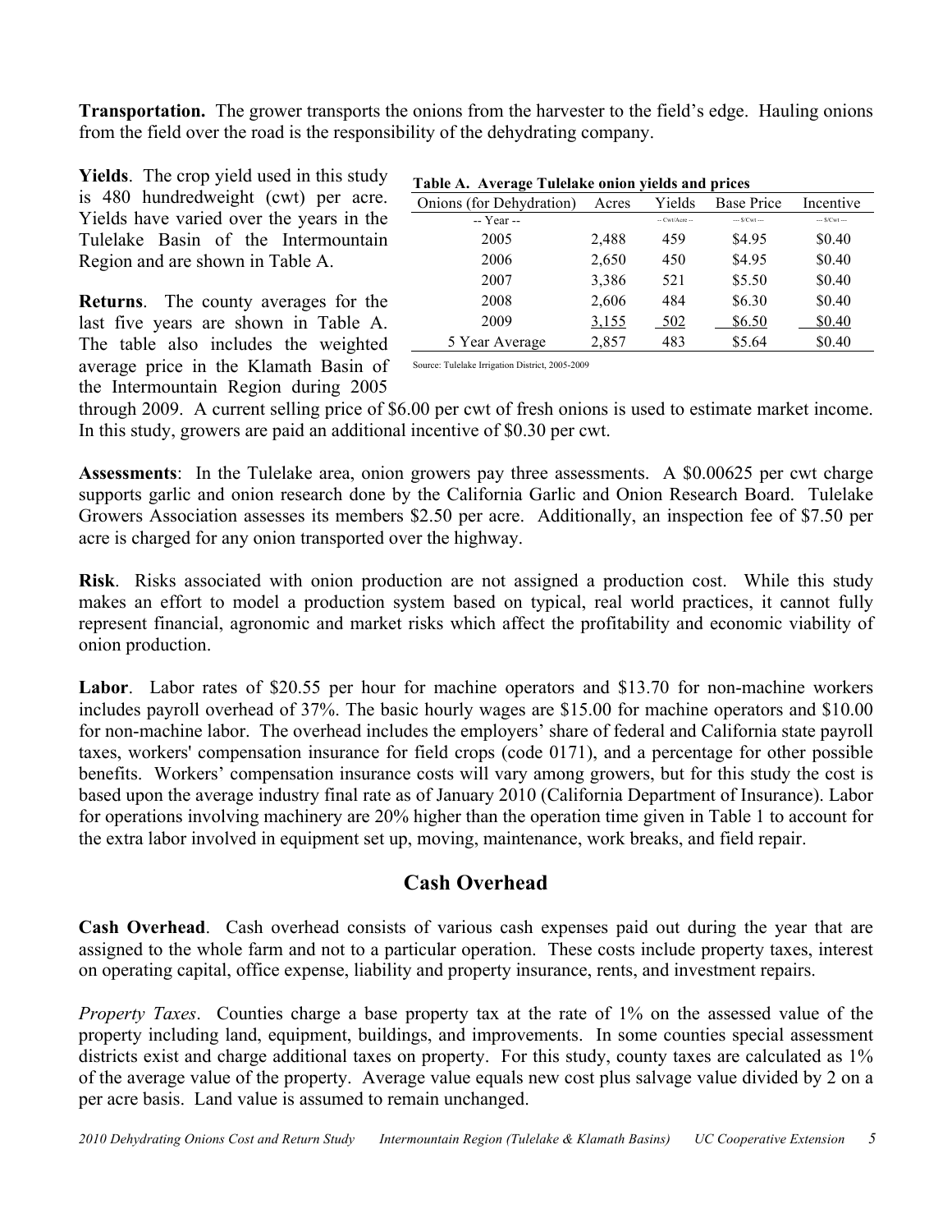**Transportation.** The grower transports the onions from the harvester to the field's edge. Hauling onions from the field over the road is the responsibility of the dehydrating company.

**Yields**. The crop yield used in this study is 480 hundredweight (cwt) per acre. Yields have varied over the years in the Tulelake Basin of the Intermountain Region and are shown in Table A.

**Returns**. The county averages for the last five years are shown in Table A. The table also includes the weighted average price in the Klamath Basin of the Intermountain Region during 2005 through 2009. A current selling price of $6.00 per cwt of fresh onions is used to estimate market income. In this study, growers are paid an additional incentive of $0.30 per cwt.

**Table A. Average Tulelake onion yields and prices**

| Onions (for Dehydration) | Acres | Yields | Base Price | Incentive |
|---|---|---|---|---|
| -- Year -- | | -- Cwt/Acre -- | --- $/Cwt --- | --- $/Cwt --- |
| 2005 | 2,488 | 459 | $4.95 | $0.40 |
| 2006 | 2,650 | 450 | $4.95 | $0.40 |
| 2007 | 3,386 | 521 | $5.50 | $0.40 |
| 2008 | 2,606 | 484 | $6.30 | $0.40 |
| 2009 | 3,155 | 502 | $6.50 | $0.40 |
| 5 Year Average | 2,857 | 483 | $5.64 | $0.40 |

Source: Tulelake Irrigation District, 2005-2009

**Assessments**: In the Tulelake area, onion growers pay three assessments. A $0.00625 per cwt charge supports garlic and onion research done by the California Garlic and Onion Research Board. Tulelake Growers Association assesses its members $2.50 per acre. Additionally, an inspection fee of $7.50 per acre is charged for any onion transported over the highway.

**Risk**. Risks associated with onion production are not assigned a production cost. While this study makes an effort to model a production system based on typical, real world practices, it cannot fully represent financial, agronomic and market risks which affect the profitability and economic viability of onion production.

**Labor**. Labor rates of $20.55 per hour for machine operators and $13.70 for non-machine workers includes payroll overhead of 37%. The basic hourly wages are $15.00 for machine operators and $10.00 for non-machine labor. The overhead includes the employers' share of federal and California state payroll taxes, workers' compensation insurance for field crops (code 0171), and a percentage for other possible benefits. Workers' compensation insurance costs will vary among growers, but for this study the cost is based upon the average industry final rate as of January 2010 (California Department of Insurance). Labor for operations involving machinery are 20% higher than the operation time given in Table 1 to account for the extra labor involved in equipment set up, moving, maintenance, work breaks, and field repair.

## Cash Overhead

**Cash Overhead**. Cash overhead consists of various cash expenses paid out during the year that are assigned to the whole farm and not to a particular operation. These costs include property taxes, interest on operating capital, office expense, liability and property insurance, rents, and investment repairs.

*Property Taxes*. Counties charge a base property tax at the rate of 1% on the assessed value of the property including land, equipment, buildings, and improvements. In some counties special assessment districts exist and charge additional taxes on property. For this study, county taxes are calculated as 1% of the average value of the property. Average value equals new cost plus salvage value divided by 2 on a per acre basis. Land value is assumed to remain unchanged.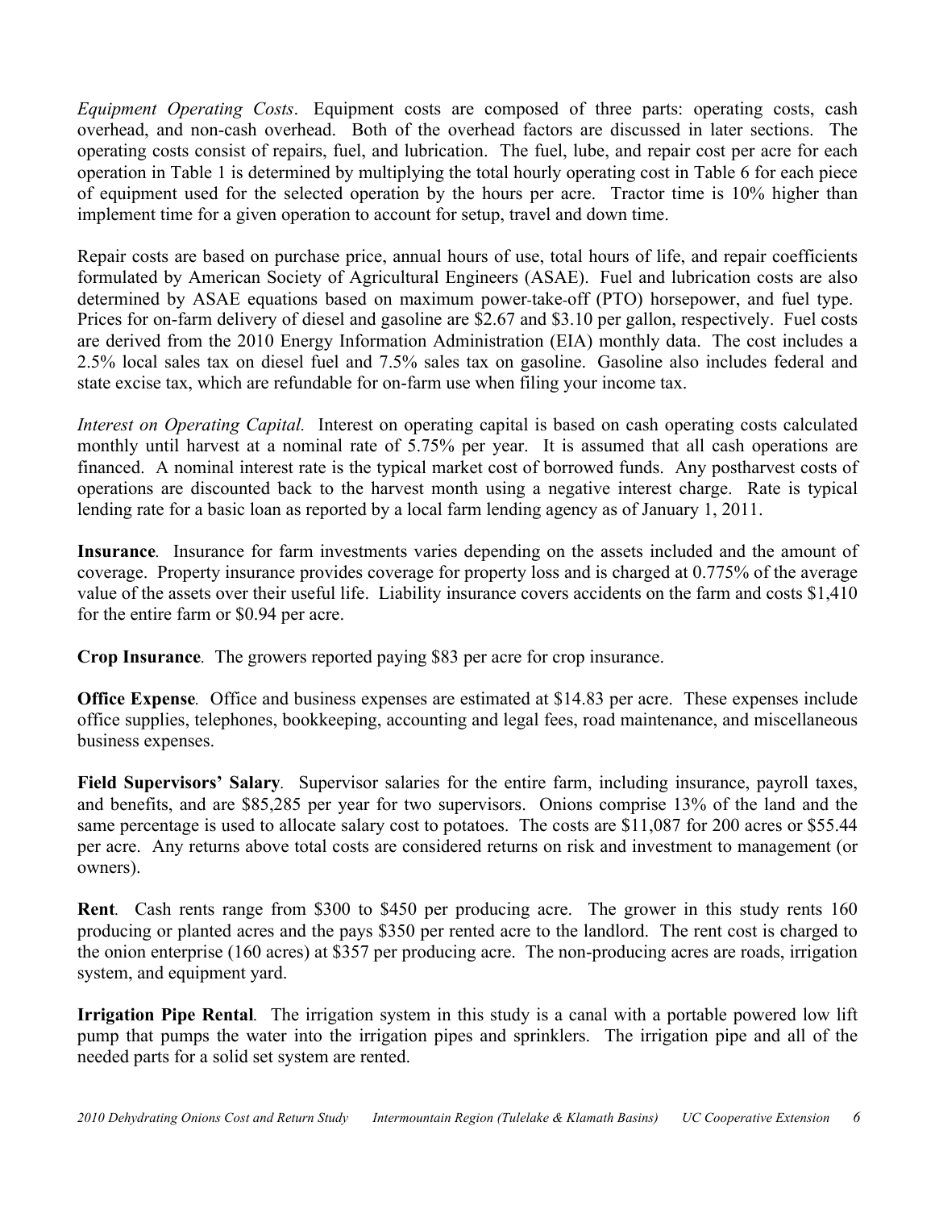*Equipment Operating Costs*. Equipment costs are composed of three parts: operating costs, cash overhead, and non-cash overhead. Both of the overhead factors are discussed in later sections. The operating costs consist of repairs, fuel, and lubrication. The fuel, lube, and repair cost per acre for each operation in Table 1 is determined by multiplying the total hourly operating cost in Table 6 for each piece of equipment used for the selected operation by the hours per acre. Tractor time is 10% higher than implement time for a given operation to account for setup, travel and down time.

Repair costs are based on purchase price, annual hours of use, total hours of life, and repair coefficients formulated by American Society of Agricultural Engineers (ASAE). Fuel and lubrication costs are also determined by ASAE equations based on maximum power-take-off (PTO) horsepower, and fuel type. Prices for on-farm delivery of diesel and gasoline are $2.67 and $3.10 per gallon, respectively. Fuel costs are derived from the 2010 Energy Information Administration (EIA) monthly data. The cost includes a 2.5% local sales tax on diesel fuel and 7.5% sales tax on gasoline. Gasoline also includes federal and state excise tax, which are refundable for on-farm use when filing your income tax.

*Interest on Operating Capital.* Interest on operating capital is based on cash operating costs calculated monthly until harvest at a nominal rate of 5.75% per year. It is assumed that all cash operations are financed. A nominal interest rate is the typical market cost of borrowed funds. Any postharvest costs of operations are discounted back to the harvest month using a negative interest charge. Rate is typical lending rate for a basic loan as reported by a local farm lending agency as of January 1, 2011.

**Insurance**. Insurance for farm investments varies depending on the assets included and the amount of coverage. Property insurance provides coverage for property loss and is charged at 0.775% of the average value of the assets over their useful life. Liability insurance covers accidents on the farm and costs $1,410 for the entire farm or $0.94 per acre.

**Crop Insurance**. The growers reported paying $83 per acre for crop insurance.

**Office Expense**. Office and business expenses are estimated at $14.83 per acre. These expenses include office supplies, telephones, bookkeeping, accounting and legal fees, road maintenance, and miscellaneous business expenses.

**Field Supervisors' Salary**. Supervisor salaries for the entire farm, including insurance, payroll taxes, and benefits, and are $85,285 per year for two supervisors. Onions comprise 13% of the land and the same percentage is used to allocate salary cost to potatoes. The costs are $11,087 for 200 acres or $55.44 per acre. Any returns above total costs are considered returns on risk and investment to management (or owners).

**Rent**. Cash rents range from $300 to $450 per producing acre. The grower in this study rents 160 producing or planted acres and the pays $350 per rented acre to the landlord. The rent cost is charged to the onion enterprise (160 acres) at $357 per producing acre. The non-producing acres are roads, irrigation system, and equipment yard.

**Irrigation Pipe Rental**. The irrigation system in this study is a canal with a portable powered low lift pump that pumps the water into the irrigation pipes and sprinklers. The irrigation pipe and all of the needed parts for a solid set system are rented.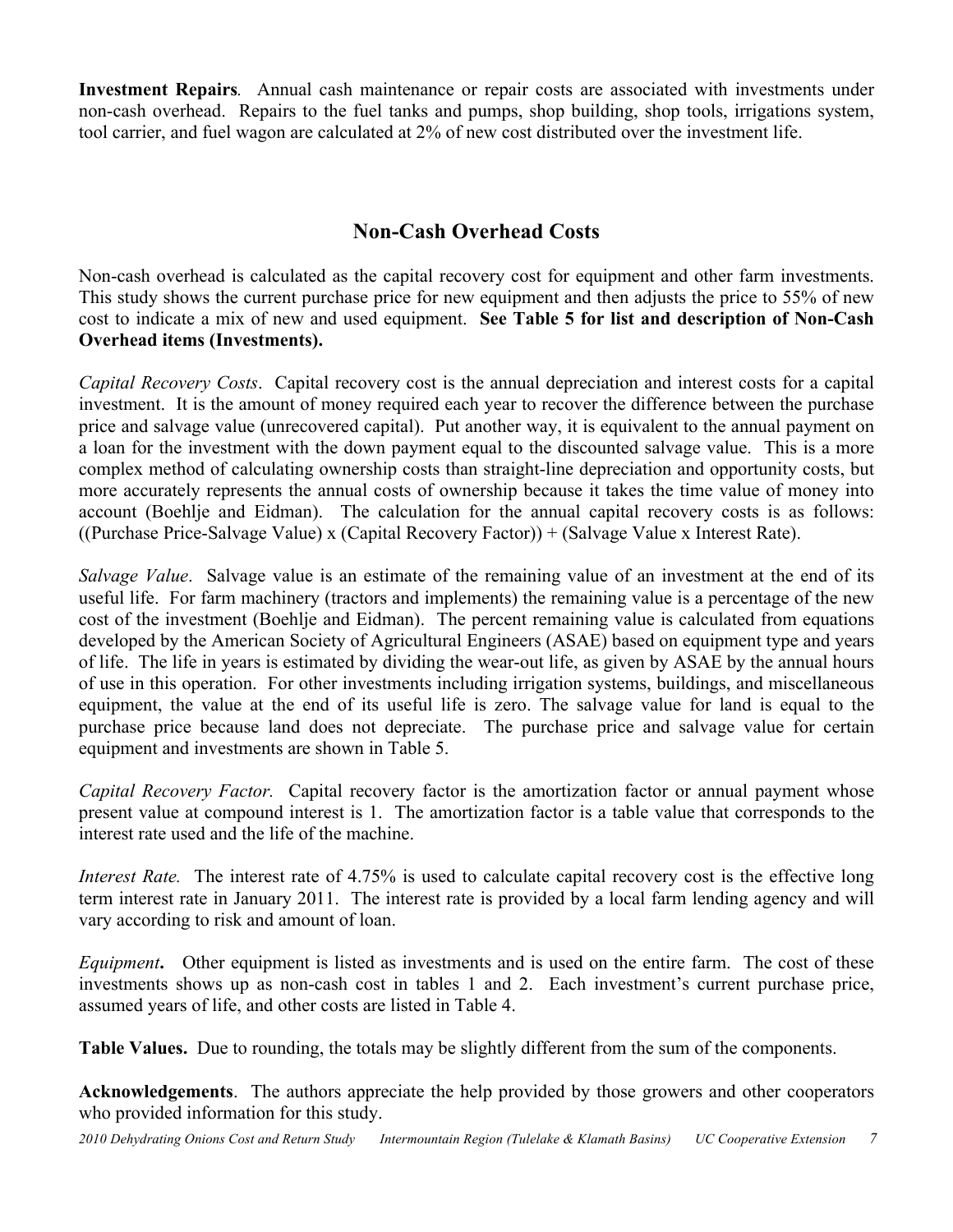**Investment Repairs**. Annual cash maintenance or repair costs are associated with investments under non-cash overhead. Repairs to the fuel tanks and pumps, shop building, shop tools, irrigations system, tool carrier, and fuel wagon are calculated at 2% of new cost distributed over the investment life.

## Non-Cash Overhead Costs

Non-cash overhead is calculated as the capital recovery cost for equipment and other farm investments. This study shows the current purchase price for new equipment and then adjusts the price to 55% of new cost to indicate a mix of new and used equipment. **See Table 5 for list and description of Non-Cash Overhead items (Investments).**

*Capital Recovery Costs*. Capital recovery cost is the annual depreciation and interest costs for a capital investment. It is the amount of money required each year to recover the difference between the purchase price and salvage value (unrecovered capital). Put another way, it is equivalent to the annual payment on a loan for the investment with the down payment equal to the discounted salvage value. This is a more complex method of calculating ownership costs than straight-line depreciation and opportunity costs, but more accurately represents the annual costs of ownership because it takes the time value of money into account (Boehlje and Eidman). The calculation for the annual capital recovery costs is as follows: ((Purchase Price-Salvage Value) x (Capital Recovery Factor)) + (Salvage Value x Interest Rate).

*Salvage Value*. Salvage value is an estimate of the remaining value of an investment at the end of its useful life. For farm machinery (tractors and implements) the remaining value is a percentage of the new cost of the investment (Boehlje and Eidman). The percent remaining value is calculated from equations developed by the American Society of Agricultural Engineers (ASAE) based on equipment type and years of life. The life in years is estimated by dividing the wear-out life, as given by ASAE by the annual hours of use in this operation. For other investments including irrigation systems, buildings, and miscellaneous equipment, the value at the end of its useful life is zero. The salvage value for land is equal to the purchase price because land does not depreciate. The purchase price and salvage value for certain equipment and investments are shown in Table 5.

*Capital Recovery Factor.* Capital recovery factor is the amortization factor or annual payment whose present value at compound interest is 1. The amortization factor is a table value that corresponds to the interest rate used and the life of the machine.

*Interest Rate.* The interest rate of 4.75% is used to calculate capital recovery cost is the effective long term interest rate in January 2011. The interest rate is provided by a local farm lending agency and will vary according to risk and amount of loan.

*Equipment***.** Other equipment is listed as investments and is used on the entire farm. The cost of these investments shows up as non-cash cost in tables 1 and 2. Each investment's current purchase price, assumed years of life, and other costs are listed in Table 4.

**Table Values.** Due to rounding, the totals may be slightly different from the sum of the components.

**Acknowledgements**. The authors appreciate the help provided by those growers and other cooperators who provided information for this study.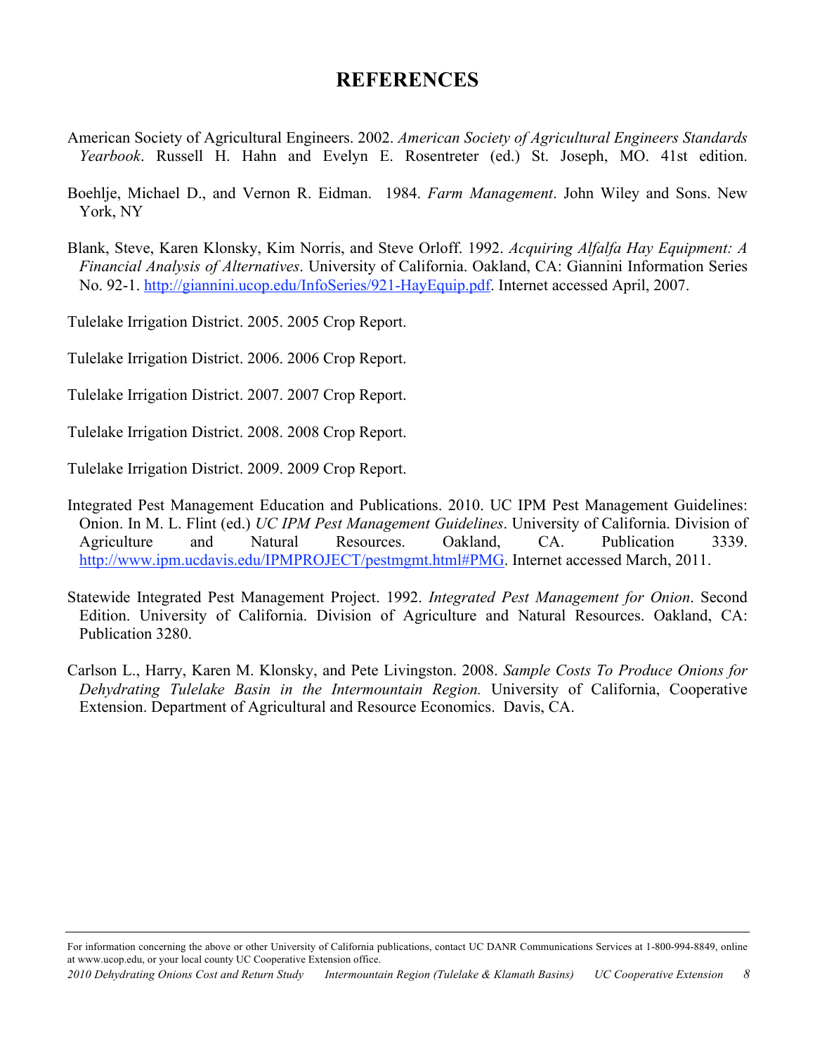# REFERENCES

American Society of Agricultural Engineers. 2002. *American Society of Agricultural Engineers Standards Yearbook*. Russell H. Hahn and Evelyn E. Rosentreter (ed.) St. Joseph, MO. 41st edition.

Boehlje, Michael D., and Vernon R. Eidman. 1984. *Farm Management*. John Wiley and Sons. New York, NY

Blank, Steve, Karen Klonsky, Kim Norris, and Steve Orloff. 1992. *Acquiring Alfalfa Hay Equipment: A Financial Analysis of Alternatives*. University of California. Oakland, CA: Giannini Information Series No. 92-1. http://giannini.ucop.edu/InfoSeries/921-HayEquip.pdf. Internet accessed April, 2007.

Tulelake Irrigation District. 2005. 2005 Crop Report.

Tulelake Irrigation District. 2006. 2006 Crop Report.

Tulelake Irrigation District. 2007. 2007 Crop Report.

Tulelake Irrigation District. 2008. 2008 Crop Report.

Tulelake Irrigation District. 2009. 2009 Crop Report.

Integrated Pest Management Education and Publications. 2010. UC IPM Pest Management Guidelines: Onion. In M. L. Flint (ed.) *UC IPM Pest Management Guidelines*. University of California. Division of Agriculture and Natural Resources. Oakland, CA. Publication 3339. http://www.ipm.ucdavis.edu/IPMPROJECT/pestmgmt.html#PMG. Internet accessed March, 2011.

Statewide Integrated Pest Management Project. 1992. *Integrated Pest Management for Onion*. Second Edition. University of California. Division of Agriculture and Natural Resources. Oakland, CA: Publication 3280.

Carlson L., Harry, Karen M. Klonsky, and Pete Livingston. 2008. *Sample Costs To Produce Onions for Dehydrating Tulelake Basin in the Intermountain Region.* University of California, Cooperative Extension. Department of Agricultural and Resource Economics. Davis, CA.

For information concerning the above or other University of California publications, contact UC DANR Communications Services at 1-800-994-8849, online at www.ucop.edu, or your local county UC Cooperative Extension office.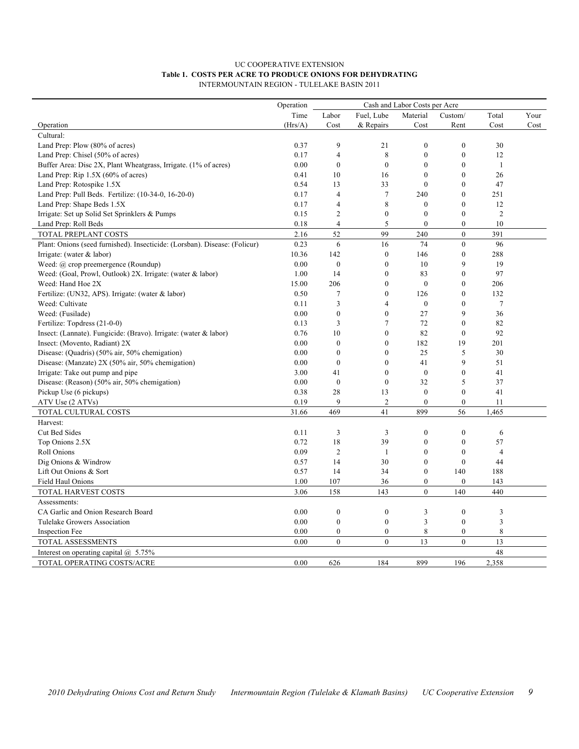UC COOPERATIVE EXTENSION

**Table 1. COSTS PER ACRE TO PRODUCE ONIONS FOR DEHYDRATING**

INTERMOUNTAIN REGION - TULELAKE BASIN 2011

| | Operation | Cash and Labor Costs per Acre | | | | | |
|---|---|---|---|---|---|---|---|
| | Time | Labor | Fuel, Lube | Material | Custom/ | Total | Your |
| Operation | (Hrs/A) | Cost | & Repairs | Cost | Rent | Cost | Cost |
| Cultural: | | | | | | | |
| Land Prep: Plow (80% of acres) | 0.37 | 9 | 21 | 0 | 0 | 30 | |
| Land Prep: Chisel (50% of acres) | 0.17 | 4 | 8 | 0 | 0 | 12 | |
| Buffer Area: Disc 2X, Plant Wheatgrass, Irrigate. (1% of acres) | 0.00 | 0 | 0 | 0 | 0 | 1 | |
| Land Prep: Rip 1.5X (60% of acres) | 0.41 | 10 | 16 | 0 | 0 | 26 | |
| Land Prep: Rotospike 1.5X | 0.54 | 13 | 33 | 0 | 0 | 47 | |
| Land Prep: Pull Beds. Fertilize: (10-34-0, 16-20-0) | 0.17 | 4 | 7 | 240 | 0 | 251 | |
| Land Prep: Shape Beds 1.5X | 0.17 | 4 | 8 | 0 | 0 | 12 | |
| Irrigate: Set up Solid Set Sprinklers & Pumps | 0.15 | 2 | 0 | 0 | 0 | 2 | |
| Land Prep: Roll Beds | 0.18 | 4 | 5 | 0 | 0 | 10 | |
| TOTAL PREPLANT COSTS | 2.16 | 52 | 99 | 240 | 0 | 391 | |
| Plant: Onions (seed furnished). Insecticide: (Lorsban). Disease: (Folicur) | 0.23 | 6 | 16 | 74 | 0 | 96 | |
| Irrigate: (water & labor) | 10.36 | 142 | 0 | 146 | 0 | 288 | |
| Weed: @ crop preemergence (Roundup) | 0.00 | 0 | 0 | 10 | 9 | 19 | |
| Weed: (Goal, Prowl, Outlook) 2X. Irrigate: (water & labor) | 1.00 | 14 | 0 | 83 | 0 | 97 | |
| Weed: Hand Hoe 2X | 15.00 | 206 | 0 | 0 | 0 | 206 | |
| Fertilize: (UN32, APS). Irrigate: (water & labor) | 0.50 | 7 | 0 | 126 | 0 | 132 | |
| Weed: Cultivate | 0.11 | 3 | 4 | 0 | 0 | 7 | |
| Weed: (Fusilade) | 0.00 | 0 | 0 | 27 | 9 | 36 | |
| Fertilize: Topdress (21-0-0) | 0.13 | 3 | 7 | 72 | 0 | 82 | |
| Insect: (Lannate). Fungicide: (Bravo). Irrigate: (water & labor) | 0.76 | 10 | 0 | 82 | 0 | 92 | |
| Insect: (Movento, Radiant) 2X | 0.00 | 0 | 0 | 182 | 19 | 201 | |
| Disease: (Quadris) (50% air, 50% chemigation) | 0.00 | 0 | 0 | 25 | 5 | 30 | |
| Disease: (Manzate) 2X (50% air, 50% chemigation) | 0.00 | 0 | 0 | 41 | 9 | 51 | |
| Irrigate: Take out pump and pipe | 3.00 | 41 | 0 | 0 | 0 | 41 | |
| Disease: (Reason) (50% air, 50% chemigation) | 0.00 | 0 | 0 | 32 | 5 | 37 | |
| Pickup Use (6 pickups) | 0.38 | 28 | 13 | 0 | 0 | 41 | |
| ATV Use (2 ATVs) | 0.19 | 9 | 2 | 0 | 0 | 11 | |
| TOTAL CULTURAL COSTS | 31.66 | 469 | 41 | 899 | 56 | 1,465 | |
| Harvest: | | | | | | | |
| Cut Bed Sides | 0.11 | 3 | 3 | 0 | 0 | 6 | |
| Top Onions 2.5X | 0.72 | 18 | 39 | 0 | 0 | 57 | |
| Roll Onions | 0.09 | 2 | 1 | 0 | 0 | 4 | |
| Dig Onions & Windrow | 0.57 | 14 | 30 | 0 | 0 | 44 | |
| Lift Out Onions & Sort | 0.57 | 14 | 34 | 0 | 140 | 188 | |
| Field Haul Onions | 1.00 | 107 | 36 | 0 | 0 | 143 | |
| TOTAL HARVEST COSTS | 3.06 | 158 | 143 | 0 | 140 | 440 | |
| Assessments: | | | | | | | |
| CA Garlic and Onion Research Board | 0.00 | 0 | 0 | 3 | 0 | 3 | |
| Tulelake Growers Association | 0.00 | 0 | 0 | 3 | 0 | 3 | |
| Inspection Fee | 0.00 | 0 | 0 | 8 | 0 | 8 | |
| TOTAL ASSESSMENTS | 0.00 | 0 | 0 | 13 | 0 | 13 | |
| Interest on operating capital @ 5.75% | | | | | | 48 | |
| TOTAL OPERATING COSTS/ACRE | 0.00 | 626 | 184 | 899 | 196 | 2,358 | |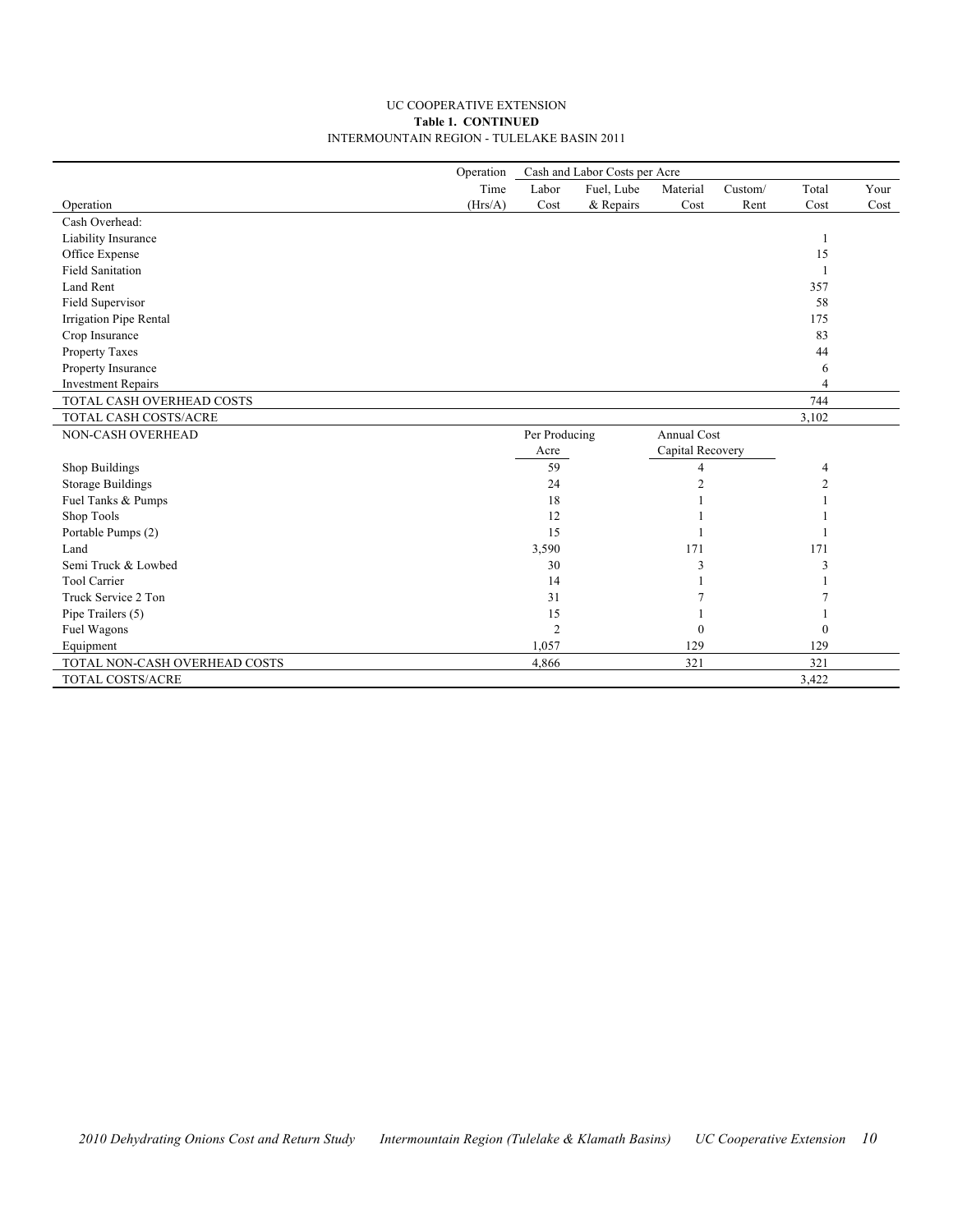UC COOPERATIVE EXTENSION
**Table 1. CONTINUED**
INTERMOUNTAIN REGION - TULELAKE BASIN 2011

| | Operation | Cash and Labor Costs per Acre | | | | | | |
|---|---|---|---|---|---|---|---|---|
| | Time | Labor | Fuel, Lube | Material | Custom/ | | Total | Your |
| Operation | (Hrs/A) | Cost | & Repairs | Cost | Rent | | Cost | Cost |
| Cash Overhead: | | | | | | | | |
| Liability Insurance | | | | | | | 1 | |
| Office Expense | | | | | | | 15 | |
| Field Sanitation | | | | | | | 1 | |
| Land Rent | | | | | | | 357 | |
| Field Supervisor | | | | | | | 58 | |
| Irrigation Pipe Rental | | | | | | | 175 | |
| Crop Insurance | | | | | | | 83 | |
| Property Taxes | | | | | | | 44 | |
| Property Insurance | | | | | | | 6 | |
| Investment Repairs | | | | | | | 4 | |
| TOTAL CASH OVERHEAD COSTS | | | | | | | 744 | |
| TOTAL CASH COSTS/ACRE | | | | | | | 3,102 | |
| NON-CASH OVERHEAD | | Per Producing Acre | | Annual Cost Capital Recovery | | | | |
| Shop Buildings | | 59 | | 4 | | | 4 | |
| Storage Buildings | | 24 | | 2 | | | 2 | |
| Fuel Tanks & Pumps | | 18 | | 1 | | | 1 | |
| Shop Tools | | 12 | | 1 | | | 1 | |
| Portable Pumps (2) | | 15 | | 1 | | | 1 | |
| Land | | 3,590 | | 171 | | | 171 | |
| Semi Truck & Lowbed | | 30 | | 3 | | | 3 | |
| Tool Carrier | | 14 | | 1 | | | 1 | |
| Truck Service 2 Ton | | 31 | | 7 | | | 7 | |
| Pipe Trailers (5) | | 15 | | 1 | | | 1 | |
| Fuel Wagons | | 2 | | 0 | | | 0 | |
| Equipment | | 1,057 | | 129 | | | 129 | |
| TOTAL NON-CASH OVERHEAD COSTS | | 4,866 | | 321 | | | 321 | |
| TOTAL COSTS/ACRE | | | | | | | 3,422 | |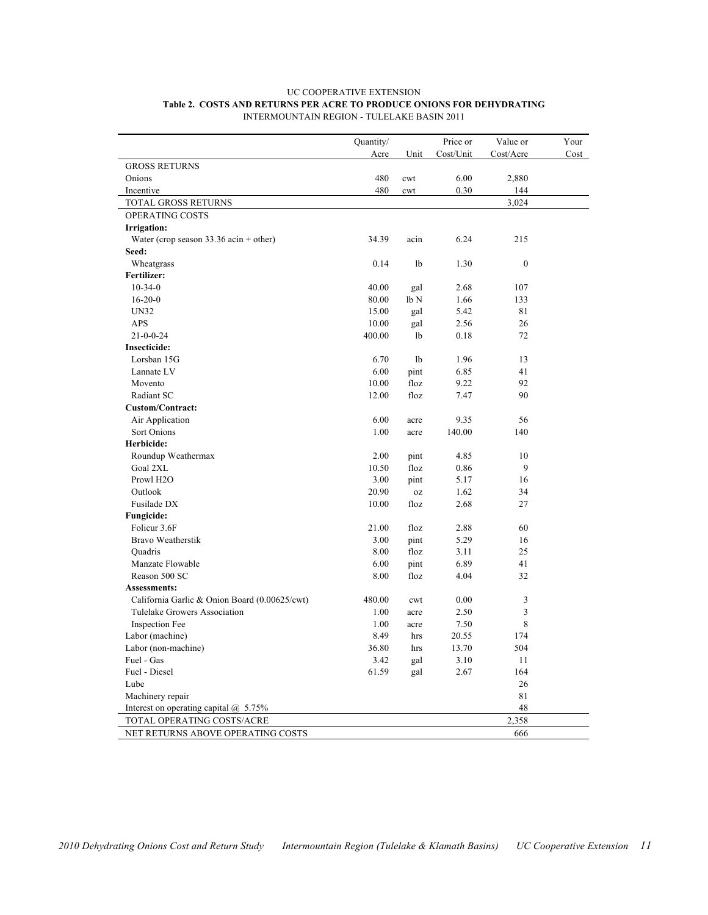UC COOPERATIVE EXTENSION

**Table 2. COSTS AND RETURNS PER ACRE TO PRODUCE ONIONS FOR DEHYDRATING**

INTERMOUNTAIN REGION - TULELAKE BASIN 2011

| | Quantity/ Acre | Unit | Price or Cost/Unit | Value or Cost/Acre | Your Cost |
|---|---|---|---|---|---|
| GROSS RETURNS | | | | | |
| Onions | 480 | cwt | 6.00 | 2,880 | |
| Incentive | 480 | cwt | 0.30 | 144 | |
| TOTAL GROSS RETURNS | | | | 3,024 | |
| OPERATING COSTS | | | | | |
| **Irrigation:** | | | | | |
| Water (crop season 33.36 acin + other) | 34.39 | acin | 6.24 | 215 | |
| **Seed:** | | | | | |
| Wheatgrass | 0.14 | lb | 1.30 | 0 | |
| **Fertilizer:** | | | | | |
| 10-34-0 | 40.00 | gal | 2.68 | 107 | |
| 16-20-0 | 80.00 | lb N | 1.66 | 133 | |
| UN32 | 15.00 | gal | 5.42 | 81 | |
| APS | 10.00 | gal | 2.56 | 26 | |
| 21-0-0-24 | 400.00 | lb | 0.18 | 72 | |
| **Insecticide:** | | | | | |
| Lorsban 15G | 6.70 | lb | 1.96 | 13 | |
| Lannate LV | 6.00 | pint | 6.85 | 41 | |
| Movento | 10.00 | floz | 9.22 | 92 | |
| Radiant SC | 12.00 | floz | 7.47 | 90 | |
| **Custom/Contract:** | | | | | |
| Air Application | 6.00 | acre | 9.35 | 56 | |
| Sort Onions | 1.00 | acre | 140.00 | 140 | |
| **Herbicide:** | | | | | |
| Roundup Weathermax | 2.00 | pint | 4.85 | 10 | |
| Goal 2XL | 10.50 | floz | 0.86 | 9 | |
| Prowl H2O | 3.00 | pint | 5.17 | 16 | |
| Outlook | 20.90 | oz | 1.62 | 34 | |
| Fusilade DX | 10.00 | floz | 2.68 | 27 | |
| **Fungicide:** | | | | | |
| Folicur 3.6F | 21.00 | floz | 2.88 | 60 | |
| Bravo Weatherstik | 3.00 | pint | 5.29 | 16 | |
| Quadris | 8.00 | floz | 3.11 | 25 | |
| Manzate Flowable | 6.00 | pint | 6.89 | 41 | |
| Reason 500 SC | 8.00 | floz | 4.04 | 32 | |
| **Assessments:** | | | | | |
| California Garlic & Onion Board (0.00625/cwt) | 480.00 | cwt | 0.00 | 3 | |
| Tulelake Growers Association | 1.00 | acre | 2.50 | 3 | |
| Inspection Fee | 1.00 | acre | 7.50 | 8 | |
| Labor (machine) | 8.49 | hrs | 20.55 | 174 | |
| Labor (non-machine) | 36.80 | hrs | 13.70 | 504 | |
| Fuel - Gas | 3.42 | gal | 3.10 | 11 | |
| Fuel - Diesel | 61.59 | gal | 2.67 | 164 | |
| Lube | | | | 26 | |
| Machinery repair | | | | 81 | |
| Interest on operating capital @ 5.75% | | | | 48 | |
| TOTAL OPERATING COSTS/ACRE | | | | 2,358 | |
| NET RETURNS ABOVE OPERATING COSTS | | | | 666 | |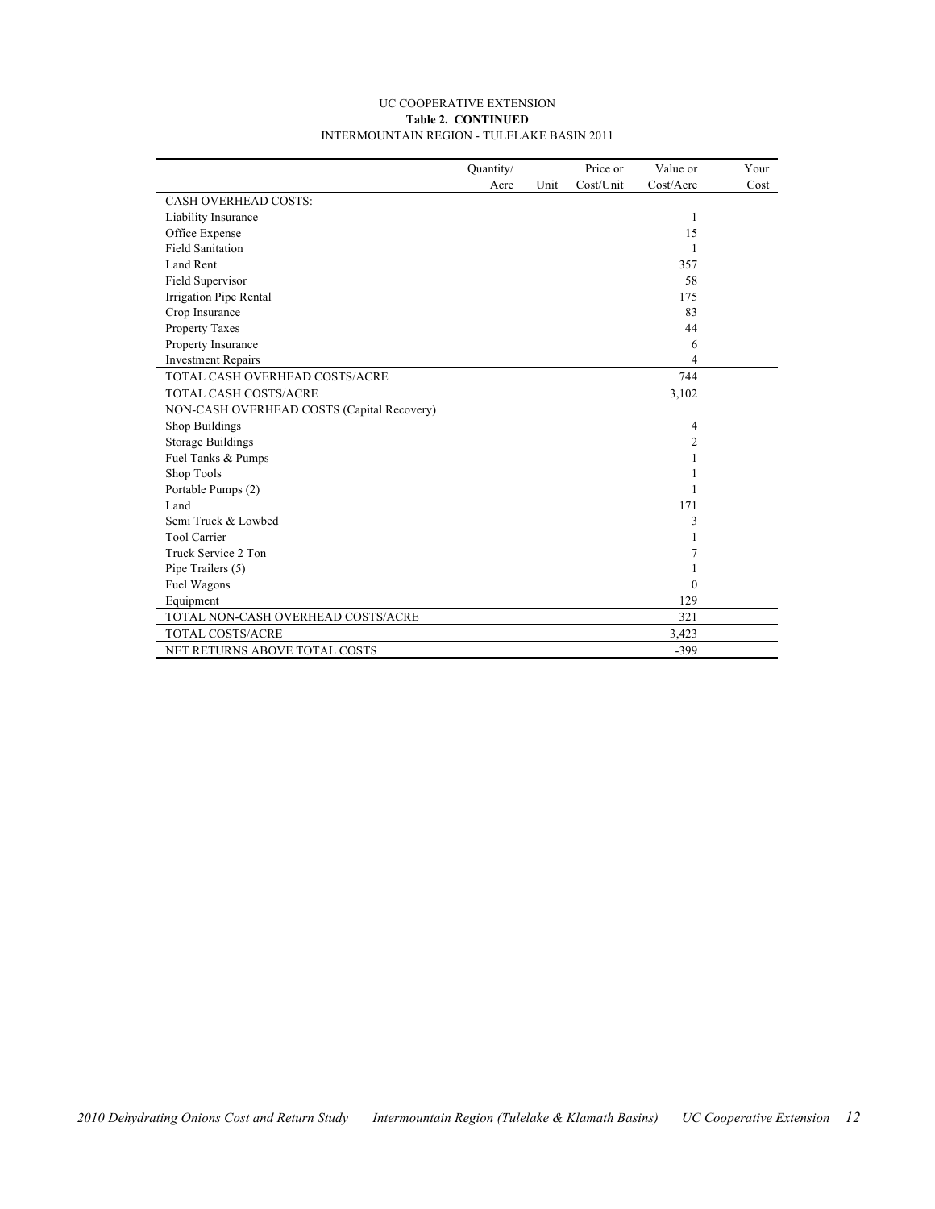UC COOPERATIVE EXTENSION
**Table 2. CONTINUED**
INTERMOUNTAIN REGION - TULELAKE BASIN 2011

| | Quantity/ Acre | Unit | Price or Cost/Unit | Value or Cost/Acre | Your Cost |
|---|---|---|---|---|---|
| CASH OVERHEAD COSTS: | | | | | |
| Liability Insurance | | | | 1 | |
| Office Expense | | | | 15 | |
| Field Sanitation | | | | 1 | |
| Land Rent | | | | 357 | |
| Field Supervisor | | | | 58 | |
| Irrigation Pipe Rental | | | | 175 | |
| Crop Insurance | | | | 83 | |
| Property Taxes | | | | 44 | |
| Property Insurance | | | | 6 | |
| Investment Repairs | | | | 4 | |
| TOTAL CASH OVERHEAD COSTS/ACRE | | | | 744 | |
| TOTAL CASH COSTS/ACRE | | | | 3,102 | |
| NON-CASH OVERHEAD COSTS (Capital Recovery) | | | | | |
| Shop Buildings | | | | 4 | |
| Storage Buildings | | | | 2 | |
| Fuel Tanks & Pumps | | | | 1 | |
| Shop Tools | | | | 1 | |
| Portable Pumps (2) | | | | 1 | |
| Land | | | | 171 | |
| Semi Truck & Lowbed | | | | 3 | |
| Tool Carrier | | | | 1 | |
| Truck Service 2 Ton | | | | 7 | |
| Pipe Trailers (5) | | | | 1 | |
| Fuel Wagons | | | | 0 | |
| Equipment | | | | 129 | |
| TOTAL NON-CASH OVERHEAD COSTS/ACRE | | | | 321 | |
| TOTAL COSTS/ACRE | | | | 3,423 | |
| NET RETURNS ABOVE TOTAL COSTS | | | | -399 | |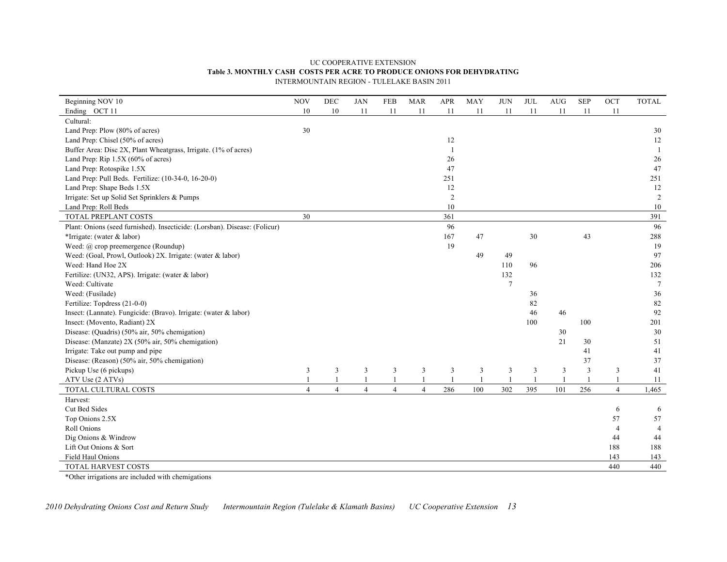UC COOPERATIVE EXTENSION

**Table 3. MONTHLY CASH COSTS PER ACRE TO PRODUCE ONIONS FOR DEHYDRATING**

INTERMOUNTAIN REGION - TULELAKE BASIN 2011

| Beginning NOV 10 | NOV | DEC | JAN | FEB | MAR | APR | MAY | JUN | JUL | AUG | SEP | OCT | TOTAL |
|---|---|---|---|---|---|---|---|---|---|---|---|---|---|
| Ending OCT 11 | 10 | 10 | 11 | 11 | 11 | 11 | 11 | 11 | 11 | 11 | 11 | 11 | |
| Cultural: | | | | | | | | | | | | | |
| Land Prep: Plow (80% of acres) | 30 | | | | | | | | | | | | 30 |
| Land Prep: Chisel (50% of acres) | | | | | | 12 | | | | | | | 12 |
| Buffer Area: Disc 2X, Plant Wheatgrass, Irrigate. (1% of acres) | | | | | | 1 | | | | | | | 1 |
| Land Prep: Rip 1.5X (60% of acres) | | | | | | 26 | | | | | | | 26 |
| Land Prep: Rotospike 1.5X | | | | | | 47 | | | | | | | 47 |
| Land Prep: Pull Beds. Fertilize: (10-34-0, 16-20-0) | | | | | | 251 | | | | | | | 251 |
| Land Prep: Shape Beds 1.5X | | | | | | 12 | | | | | | | 12 |
| Irrigate: Set up Solid Set Sprinklers & Pumps | | | | | | 2 | | | | | | | 2 |
| Land Prep: Roll Beds | | | | | | 10 | | | | | | | 10 |
| TOTAL PREPLANT COSTS | 30 | | | | | 361 | | | | | | | 391 |
| Plant: Onions (seed furnished). Insecticide: (Lorsban). Disease: (Folicur) | | | | | | 96 | | | | | | | 96 |
| *Irrigate: (water & labor) | | | | | | 167 | 47 | | 30 | | 43 | | 288 |
| Weed: @ crop preemergence (Roundup) | | | | | | 19 | | | | | | | 19 |
| Weed: (Goal, Prowl, Outlook) 2X. Irrigate: (water & labor) | | | | | | | 49 | 49 | | | | | 97 |
| Weed: Hand Hoe 2X | | | | | | | | 110 | 96 | | | | 206 |
| Fertilize: (UN32, APS). Irrigate: (water & labor) | | | | | | | | 132 | | | | | 132 |
| Weed: Cultivate | | | | | | | | 7 | | | | | 7 |
| Weed: (Fusilade) | | | | | | | | | 36 | | | | 36 |
| Fertilize: Topdress (21-0-0) | | | | | | | | | 82 | | | | 82 |
| Insect: (Lannate). Fungicide: (Bravo). Irrigate: (water & labor) | | | | | | | | | 46 | 46 | | | 92 |
| Insect: (Movento, Radiant) 2X | | | | | | | | | 100 | | 100 | | 201 |
| Disease: (Quadris) (50% air, 50% chemigation) | | | | | | | | | | 30 | | | 30 |
| Disease: (Manzate) 2X (50% air, 50% chemigation) | | | | | | | | | | 21 | 30 | | 51 |
| Irrigate: Take out pump and pipe | | | | | | | | | | | 41 | | 41 |
| Disease: (Reason) (50% air, 50% chemigation) | | | | | | | | | | | 37 | | 37 |
| Pickup Use (6 pickups) | 3 | 3 | 3 | 3 | 3 | 3 | 3 | 3 | 3 | 3 | 3 | 3 | 41 |
| ATV Use (2 ATVs) | 1 | 1 | 1 | 1 | 1 | 1 | 1 | 1 | 1 | 1 | 1 | 1 | 11 |
| TOTAL CULTURAL COSTS | 4 | 4 | 4 | 4 | 4 | 286 | 100 | 302 | 395 | 101 | 256 | 4 | 1,465 |
| Harvest: | | | | | | | | | | | | | |
| Cut Bed Sides | | | | | | | | | | | | 6 | 6 |
| Top Onions 2.5X | | | | | | | | | | | | 57 | 57 |
| Roll Onions | | | | | | | | | | | | 4 | 4 |
| Dig Onions & Windrow | | | | | | | | | | | | 44 | 44 |
| Lift Out Onions & Sort | | | | | | | | | | | | 188 | 188 |
| Field Haul Onions | | | | | | | | | | | | 143 | 143 |
| TOTAL HARVEST COSTS | | | | | | | | | | | | 440 | 440 |

*Other irrigations are included with chemigations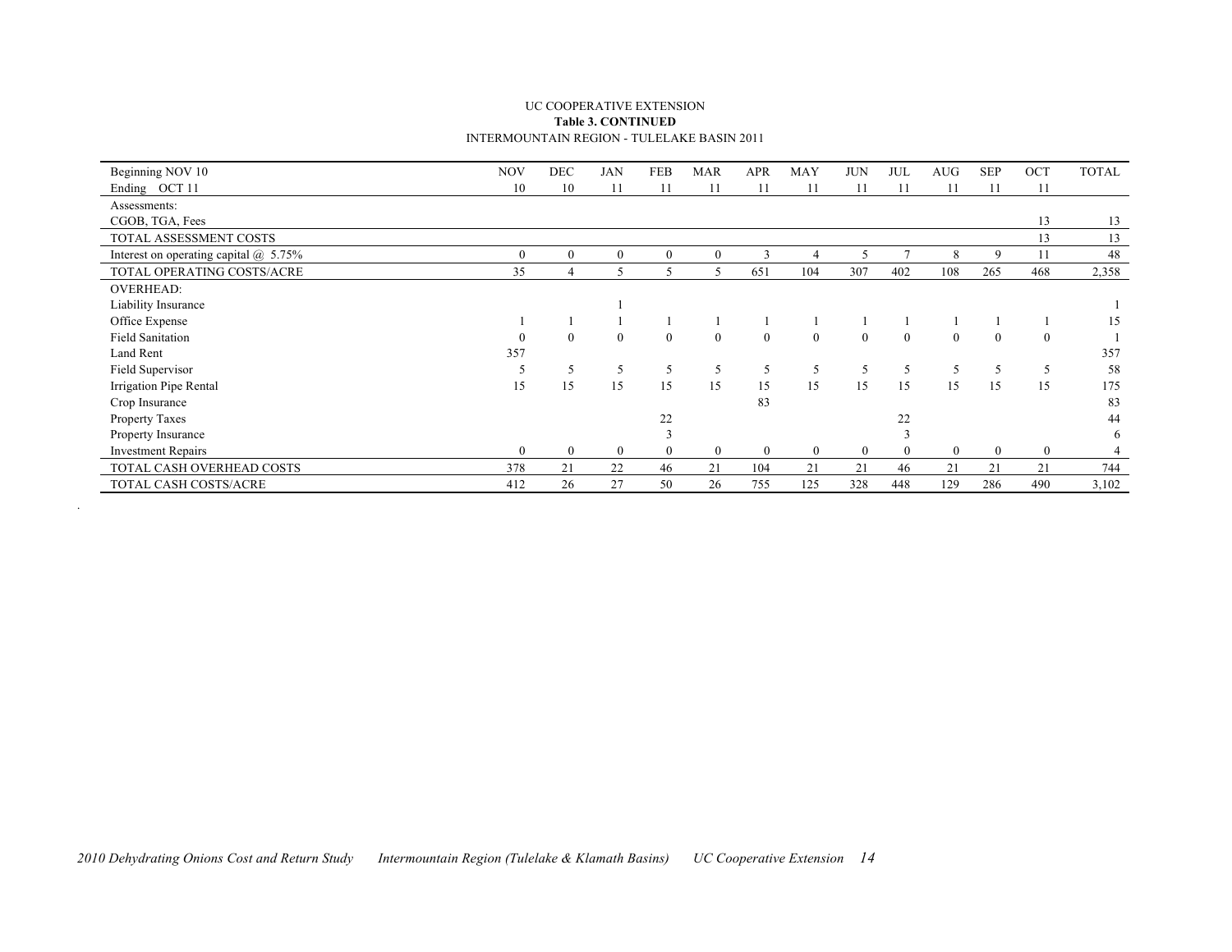UC COOPERATIVE EXTENSION
**Table 3. CONTINUED**
INTERMOUNTAIN REGION - TULELAKE BASIN 2011

| Beginning NOV 10<br>Ending OCT 11 | NOV<br>10 | DEC<br>10 | JAN<br>11 | FEB<br>11 | MAR<br>11 | APR<br>11 | MAY<br>11 | JUN<br>11 | JUL<br>11 | AUG<br>11 | SEP<br>11 | OCT<br>11 | TOTAL |
|---|---|---|---|---|---|---|---|---|---|---|---|---|---|
| Assessments: | | | | | | | | | | | | | |
| CGOB, TGA, Fees | | | | | | | | | | | | 13 | 13 |
| TOTAL ASSESSMENT COSTS | | | | | | | | | | | | 13 | 13 |
| Interest on operating capital @ 5.75% | 0 | 0 | 0 | 0 | 0 | 3 | 4 | 5 | 7 | 8 | 9 | 11 | 48 |
| TOTAL OPERATING COSTS/ACRE | 35 | 4 | 5 | 5 | 5 | 651 | 104 | 307 | 402 | 108 | 265 | 468 | 2,358 |
| OVERHEAD: | | | | | | | | | | | | | |
| Liability Insurance | | | 1 | | | | | | | | | | 1 |
| Office Expense | 1 | 1 | 1 | 1 | 1 | 1 | 1 | 1 | 1 | 1 | 1 | 1 | 15 |
| Field Sanitation | 0 | 0 | 0 | 0 | 0 | 0 | 0 | 0 | 0 | 0 | 0 | 0 | 1 |
| Land Rent | 357 | | | | | | | | | | | | 357 |
| Field Supervisor | 5 | 5 | 5 | 5 | 5 | 5 | 5 | 5 | 5 | 5 | 5 | 5 | 58 |
| Irrigation Pipe Rental | 15 | 15 | 15 | 15 | 15 | 15 | 15 | 15 | 15 | 15 | 15 | 15 | 175 |
| Crop Insurance | | | | | | 83 | | | | | | | 83 |
| Property Taxes | | | | 22 | | | | | 22 | | | | 44 |
| Property Insurance | | | | 3 | | | | | 3 | | | | 6 |
| Investment Repairs | 0 | 0 | 0 | 0 | 0 | 0 | 0 | 0 | 0 | 0 | 0 | 0 | 4 |
| TOTAL CASH OVERHEAD COSTS | 378 | 21 | 22 | 46 | 21 | 104 | 21 | 21 | 46 | 21 | 21 | 21 | 744 |
| TOTAL CASH COSTS/ACRE | 412 | 26 | 27 | 50 | 26 | 755 | 125 | 328 | 448 | 129 | 286 | 490 | 3,102 |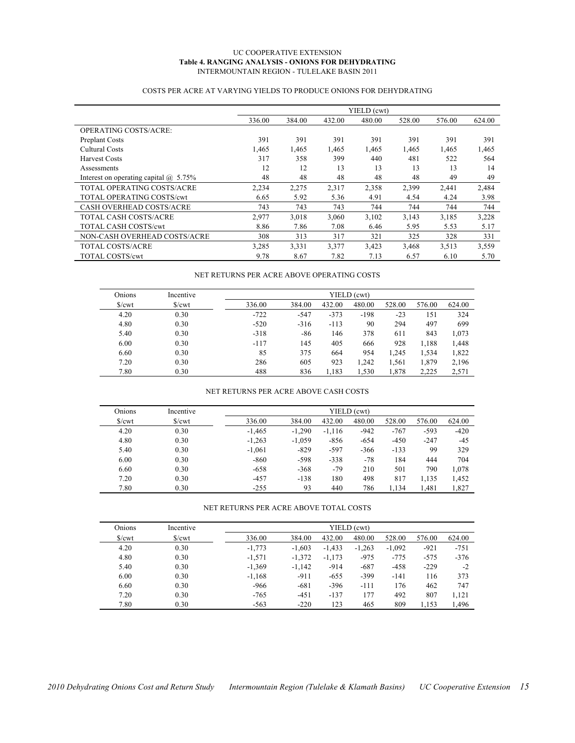UC COOPERATIVE EXTENSION

**Table 4. RANGING ANALYSIS - ONIONS FOR DEHYDRATING**

INTERMOUNTAIN REGION - TULELAKE BASIN 2011

COSTS PER ACRE AT VARYING YIELDS TO PRODUCE ONIONS FOR DEHYDRATING

| | YIELD (cwt) | | | | | | |
|---|---|---|---|---|---|---|---|
| | 336.00 | 384.00 | 432.00 | 480.00 | 528.00 | 576.00 | 624.00 |
| OPERATING COSTS/ACRE: | | | | | | | |
| Preplant Costs | 391 | 391 | 391 | 391 | 391 | 391 | 391 |
| Cultural Costs | 1,465 | 1,465 | 1,465 | 1,465 | 1,465 | 1,465 | 1,465 |
| Harvest Costs | 317 | 358 | 399 | 440 | 481 | 522 | 564 |
| Assessments | 12 | 12 | 13 | 13 | 13 | 13 | 14 |
| Interest on operating capital @ 5.75% | 48 | 48 | 48 | 48 | 48 | 49 | 49 |
| TOTAL OPERATING COSTS/ACRE | 2,234 | 2,275 | 2,317 | 2,358 | 2,399 | 2,441 | 2,484 |
| TOTAL OPERATING COSTS/cwt | 6.65 | 5.92 | 5.36 | 4.91 | 4.54 | 4.24 | 3.98 |
| CASH OVERHEAD COSTS/ACRE | 743 | 743 | 743 | 744 | 744 | 744 | 744 |
| TOTAL CASH COSTS/ACRE | 2,977 | 3,018 | 3,060 | 3,102 | 3,143 | 3,185 | 3,228 |
| TOTAL CASH COSTS/cwt | 8.86 | 7.86 | 7.08 | 6.46 | 5.95 | 5.53 | 5.17 |
| NON-CASH OVERHEAD COSTS/ACRE | 308 | 313 | 317 | 321 | 325 | 328 | 331 |
| TOTAL COSTS/ACRE | 3,285 | 3,331 | 3,377 | 3,423 | 3,468 | 3,513 | 3,559 |
| TOTAL COSTS/cwt | 9.78 | 8.67 | 7.82 | 7.13 | 6.57 | 6.10 | 5.70 |

NET RETURNS PER ACRE ABOVE OPERATING COSTS

| Onions | Incentive | YIELD (cwt) | | | | | | |
|---|---|---|---|---|---|---|---|---|
| $/cwt | $/cwt | 336.00 | 384.00 | 432.00 | 480.00 | 528.00 | 576.00 | 624.00 |
| 4.20 | 0.30 | -722 | -547 | -373 | -198 | -23 | 151 | 324 |
| 4.80 | 0.30 | -520 | -316 | -113 | 90 | 294 | 497 | 699 |
| 5.40 | 0.30 | -318 | -86 | 146 | 378 | 611 | 843 | 1,073 |
| 6.00 | 0.30 | -117 | 145 | 405 | 666 | 928 | 1,188 | 1,448 |
| 6.60 | 0.30 | 85 | 375 | 664 | 954 | 1,245 | 1,534 | 1,822 |
| 7.20 | 0.30 | 286 | 605 | 923 | 1,242 | 1,561 | 1,879 | 2,196 |
| 7.80 | 0.30 | 488 | 836 | 1,183 | 1,530 | 1,878 | 2,225 | 2,571 |

NET RETURNS PER ACRE ABOVE CASH COSTS

| Onions | Incentive | YIELD (cwt) | | | | | | |
|---|---|---|---|---|---|---|---|---|
| $/cwt | $/cwt | 336.00 | 384.00 | 432.00 | 480.00 | 528.00 | 576.00 | 624.00 |
| 4.20 | 0.30 | -1,465 | -1,290 | -1,116 | -942 | -767 | -593 | -420 |
| 4.80 | 0.30 | -1,263 | -1,059 | -856 | -654 | -450 | -247 | -45 |
| 5.40 | 0.30 | -1,061 | -829 | -597 | -366 | -133 | 99 | 329 |
| 6.00 | 0.30 | -860 | -598 | -338 | -78 | 184 | 444 | 704 |
| 6.60 | 0.30 | -658 | -368 | -79 | 210 | 501 | 790 | 1,078 |
| 7.20 | 0.30 | -457 | -138 | 180 | 498 | 817 | 1,135 | 1,452 |
| 7.80 | 0.30 | -255 | 93 | 440 | 786 | 1,134 | 1,481 | 1,827 |

NET RETURNS PER ACRE ABOVE TOTAL COSTS

| Onions | Incentive | YIELD (cwt) | | | | | | |
|---|---|---|---|---|---|---|---|---|
| $/cwt | $/cwt | 336.00 | 384.00 | 432.00 | 480.00 | 528.00 | 576.00 | 624.00 |
| 4.20 | 0.30 | -1,773 | -1,603 | -1,433 | -1,263 | -1,092 | -921 | -751 |
| 4.80 | 0.30 | -1,571 | -1,372 | -1,173 | -975 | -775 | -575 | -376 |
| 5.40 | 0.30 | -1,369 | -1,142 | -914 | -687 | -458 | -229 | -2 |
| 6.00 | 0.30 | -1,168 | -911 | -655 | -399 | -141 | 116 | 373 |
| 6.60 | 0.30 | -966 | -681 | -396 | -111 | 176 | 462 | 747 |
| 7.20 | 0.30 | -765 | -451 | -137 | 177 | 492 | 807 | 1,121 |
| 7.80 | 0.30 | -563 | -220 | 123 | 465 | 809 | 1,153 | 1,496 |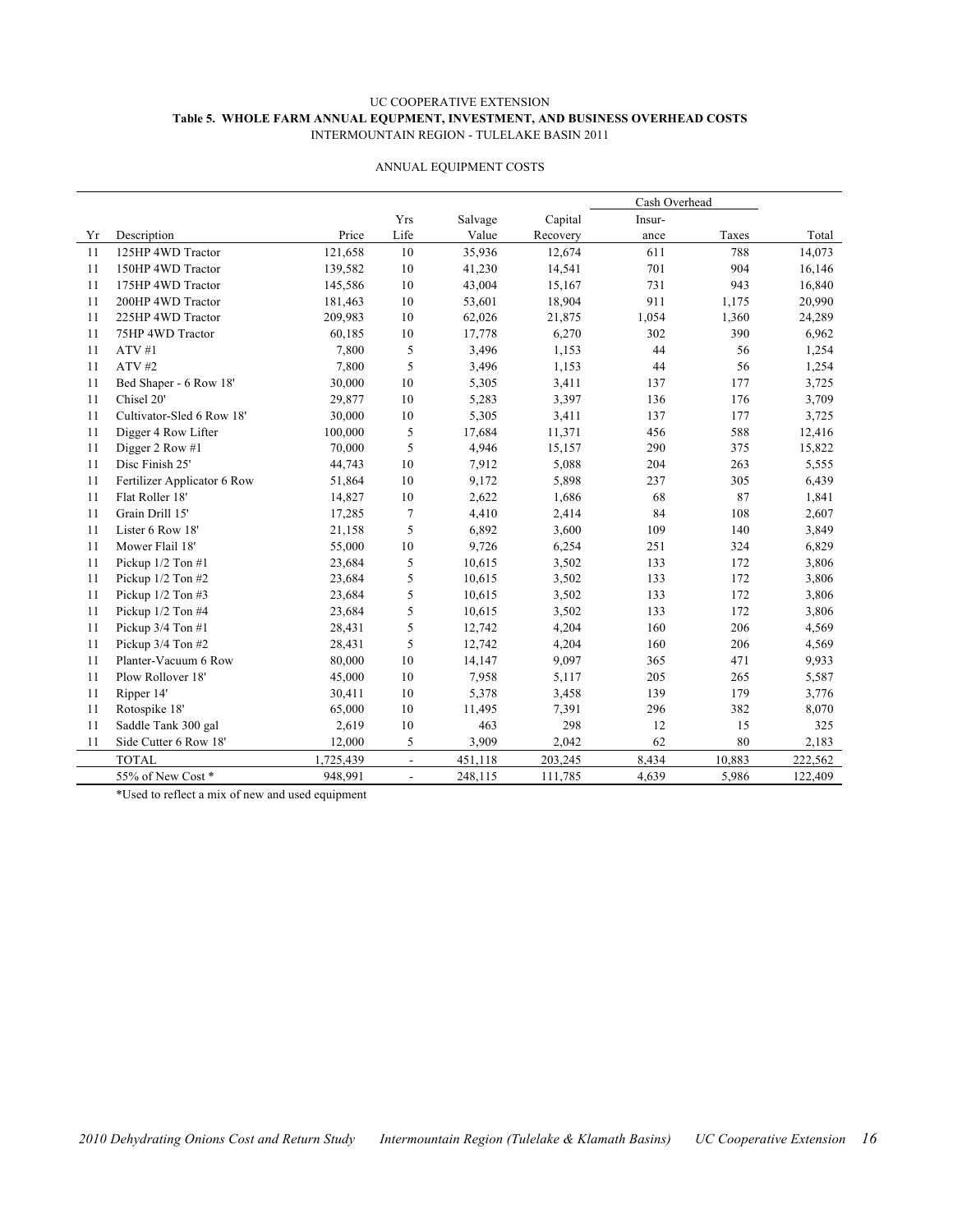UC COOPERATIVE EXTENSION

**Table 5. WHOLE FARM ANNUAL EQUPMENT, INVESTMENT, AND BUSINESS OVERHEAD COSTS**

INTERMOUNTAIN REGION - TULELAKE BASIN 2011

ANNUAL EQUIPMENT COSTS

| | | | | | | Cash Overhead | | |
|---|---|---|---|---|---|---|---|---|
| Yr | Description | Price | Yrs Life | Salvage Value | Capital Recovery | Insur-ance | Taxes | Total |
| 11 | 125HP 4WD Tractor | 121,658 | 10 | 35,936 | 12,674 | 611 | 788 | 14,073 |
| 11 | 150HP 4WD Tractor | 139,582 | 10 | 41,230 | 14,541 | 701 | 904 | 16,146 |
| 11 | 175HP 4WD Tractor | 145,586 | 10 | 43,004 | 15,167 | 731 | 943 | 16,840 |
| 11 | 200HP 4WD Tractor | 181,463 | 10 | 53,601 | 18,904 | 911 | 1,175 | 20,990 |
| 11 | 225HP 4WD Tractor | 209,983 | 10 | 62,026 | 21,875 | 1,054 | 1,360 | 24,289 |
| 11 | 75HP 4WD Tractor | 60,185 | 10 | 17,778 | 6,270 | 302 | 390 | 6,962 |
| 11 | ATV #1 | 7,800 | 5 | 3,496 | 1,153 | 44 | 56 | 1,254 |
| 11 | ATV #2 | 7,800 | 5 | 3,496 | 1,153 | 44 | 56 | 1,254 |
| 11 | Bed Shaper - 6 Row 18' | 30,000 | 10 | 5,305 | 3,411 | 137 | 177 | 3,725 |
| 11 | Chisel 20' | 29,877 | 10 | 5,283 | 3,397 | 136 | 176 | 3,709 |
| 11 | Cultivator-Sled 6 Row 18' | 30,000 | 10 | 5,305 | 3,411 | 137 | 177 | 3,725 |
| 11 | Digger 4 Row Lifter | 100,000 | 5 | 17,684 | 11,371 | 456 | 588 | 12,416 |
| 11 | Digger 2 Row #1 | 70,000 | 5 | 4,946 | 15,157 | 290 | 375 | 15,822 |
| 11 | Disc Finish 25' | 44,743 | 10 | 7,912 | 5,088 | 204 | 263 | 5,555 |
| 11 | Fertilizer Applicator 6 Row | 51,864 | 10 | 9,172 | 5,898 | 237 | 305 | 6,439 |
| 11 | Flat Roller 18' | 14,827 | 10 | 2,622 | 1,686 | 68 | 87 | 1,841 |
| 11 | Grain Drill 15' | 17,285 | 7 | 4,410 | 2,414 | 84 | 108 | 2,607 |
| 11 | Lister 6 Row 18' | 21,158 | 5 | 6,892 | 3,600 | 109 | 140 | 3,849 |
| 11 | Mower Flail 18' | 55,000 | 10 | 9,726 | 6,254 | 251 | 324 | 6,829 |
| 11 | Pickup 1/2 Ton #1 | 23,684 | 5 | 10,615 | 3,502 | 133 | 172 | 3,806 |
| 11 | Pickup 1/2 Ton #2 | 23,684 | 5 | 10,615 | 3,502 | 133 | 172 | 3,806 |
| 11 | Pickup 1/2 Ton #3 | 23,684 | 5 | 10,615 | 3,502 | 133 | 172 | 3,806 |
| 11 | Pickup 1/2 Ton #4 | 23,684 | 5 | 10,615 | 3,502 | 133 | 172 | 3,806 |
| 11 | Pickup 3/4 Ton #1 | 28,431 | 5 | 12,742 | 4,204 | 160 | 206 | 4,569 |
| 11 | Pickup 3/4 Ton #2 | 28,431 | 5 | 12,742 | 4,204 | 160 | 206 | 4,569 |
| 11 | Planter-Vacuum 6 Row | 80,000 | 10 | 14,147 | 9,097 | 365 | 471 | 9,933 |
| 11 | Plow Rollover 18' | 45,000 | 10 | 7,958 | 5,117 | 205 | 265 | 5,587 |
| 11 | Ripper 14' | 30,411 | 10 | 5,378 | 3,458 | 139 | 179 | 3,776 |
| 11 | Rotospike 18' | 65,000 | 10 | 11,495 | 7,391 | 296 | 382 | 8,070 |
| 11 | Saddle Tank 300 gal | 2,619 | 10 | 463 | 298 | 12 | 15 | 325 |
| 11 | Side Cutter 6 Row 18' | 12,000 | 5 | 3,909 | 2,042 | 62 | 80 | 2,183 |
| | TOTAL | 1,725,439 | - | 451,118 | 203,245 | 8,434 | 10,883 | 222,562 |
| | 55% of New Cost * | 948,991 | - | 248,115 | 111,785 | 4,639 | 5,986 | 122,409 |

*Used to reflect a mix of new and used equipment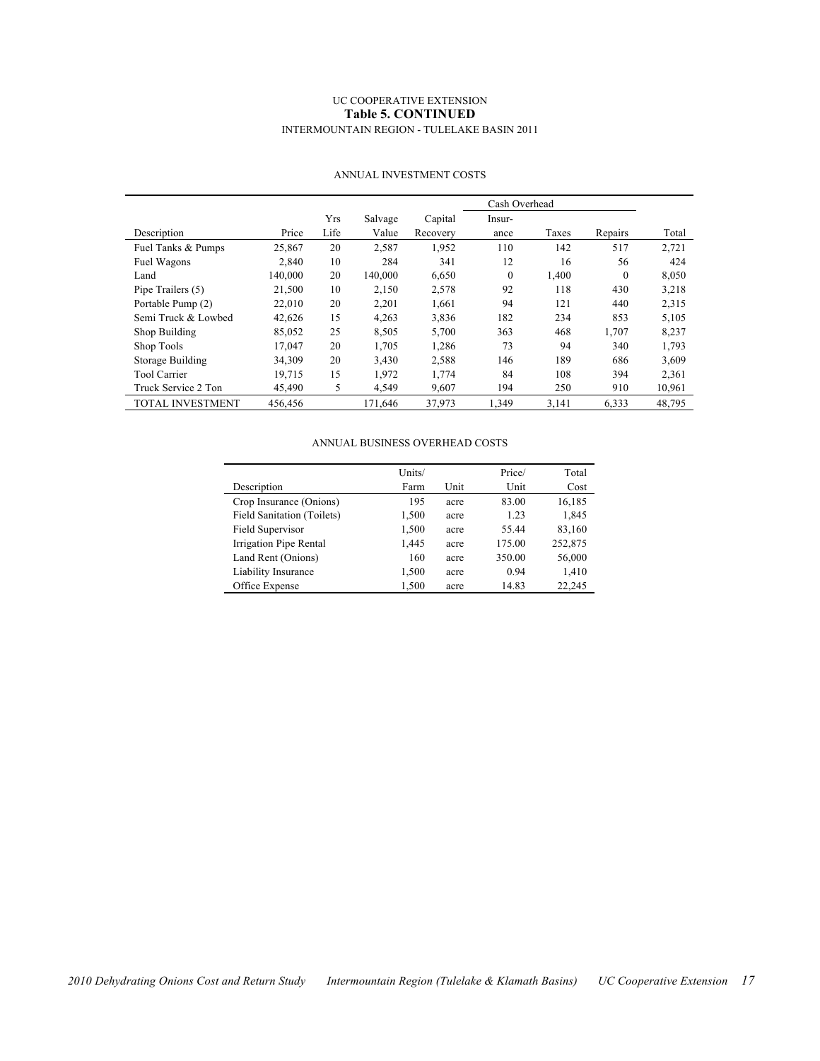UC COOPERATIVE EXTENSION

**Table 5. CONTINUED**

INTERMOUNTAIN REGION - TULELAKE BASIN 2011

ANNUAL INVESTMENT COSTS

| | | | | | Cash Overhead | | | |
|---|---|---|---|---|---|---|---|---|
| Description | Price | Yrs Life | Salvage Value | Capital Recovery | Insur-ance | Taxes | Repairs | Total |
| Fuel Tanks & Pumps | 25,867 | 20 | 2,587 | 1,952 | 110 | 142 | 517 | 2,721 |
| Fuel Wagons | 2,840 | 10 | 284 | 341 | 12 | 16 | 56 | 424 |
| Land | 140,000 | 20 | 140,000 | 6,650 | 0 | 1,400 | 0 | 8,050 |
| Pipe Trailers (5) | 21,500 | 10 | 2,150 | 2,578 | 92 | 118 | 430 | 3,218 |
| Portable Pump (2) | 22,010 | 20 | 2,201 | 1,661 | 94 | 121 | 440 | 2,315 |
| Semi Truck & Lowbed | 42,626 | 15 | 4,263 | 3,836 | 182 | 234 | 853 | 5,105 |
| Shop Building | 85,052 | 25 | 8,505 | 5,700 | 363 | 468 | 1,707 | 8,237 |
| Shop Tools | 17,047 | 20 | 1,705 | 1,286 | 73 | 94 | 340 | 1,793 |
| Storage Building | 34,309 | 20 | 3,430 | 2,588 | 146 | 189 | 686 | 3,609 |
| Tool Carrier | 19,715 | 15 | 1,972 | 1,774 | 84 | 108 | 394 | 2,361 |
| Truck Service 2 Ton | 45,490 | 5 | 4,549 | 9,607 | 194 | 250 | 910 | 10,961 |
| TOTAL INVESTMENT | 456,456 | | 171,646 | 37,973 | 1,349 | 3,141 | 6,333 | 48,795 |

ANNUAL BUSINESS OVERHEAD COSTS

| Description | Units/ Farm | Unit | Price/ Unit | Total Cost |
|---|---|---|---|---|
| Crop Insurance (Onions) | 195 | acre | 83.00 | 16,185 |
| Field Sanitation (Toilets) | 1,500 | acre | 1.23 | 1,845 |
| Field Supervisor | 1,500 | acre | 55.44 | 83,160 |
| Irrigation Pipe Rental | 1,445 | acre | 175.00 | 252,875 |
| Land Rent (Onions) | 160 | acre | 350.00 | 56,000 |
| Liability Insurance | 1,500 | acre | 0.94 | 1,410 |
| Office Expense | 1,500 | acre | 14.83 | 22,245 |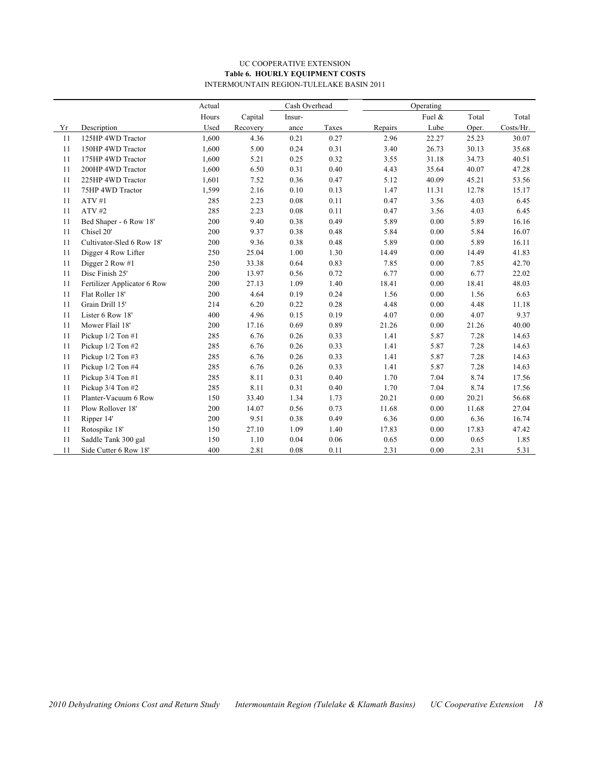UC COOPERATIVE EXTENSION

**Table 6. HOURLY EQUIPMENT COSTS**

INTERMOUNTAIN REGION-TULELAKE BASIN 2011

| | | Actual | | Cash Overhead | | Operating | | | |
|---|---|---|---|---|---|---|---|---|---|
| | | Hours | Capital | Insur- | | | Fuel & | Total | Total |
| Yr | Description | Used | Recovery | ance | Taxes | Repairs | Lube | Oper. | Costs/Hr. |
| 11 | 125HP 4WD Tractor | 1,600 | 4.36 | 0.21 | 0.27 | 2.96 | 22.27 | 25.23 | 30.07 |
| 11 | 150HP 4WD Tractor | 1,600 | 5.00 | 0.24 | 0.31 | 3.40 | 26.73 | 30.13 | 35.68 |
| 11 | 175HP 4WD Tractor | 1,600 | 5.21 | 0.25 | 0.32 | 3.55 | 31.18 | 34.73 | 40.51 |
| 11 | 200HP 4WD Tractor | 1,600 | 6.50 | 0.31 | 0.40 | 4.43 | 35.64 | 40.07 | 47.28 |
| 11 | 225HP 4WD Tractor | 1,601 | 7.52 | 0.36 | 0.47 | 5.12 | 40.09 | 45.21 | 53.56 |
| 11 | 75HP 4WD Tractor | 1,599 | 2.16 | 0.10 | 0.13 | 1.47 | 11.31 | 12.78 | 15.17 |
| 11 | ATV #1 | 285 | 2.23 | 0.08 | 0.11 | 0.47 | 3.56 | 4.03 | 6.45 |
| 11 | ATV #2 | 285 | 2.23 | 0.08 | 0.11 | 0.47 | 3.56 | 4.03 | 6.45 |
| 11 | Bed Shaper - 6 Row 18' | 200 | 9.40 | 0.38 | 0.49 | 5.89 | 0.00 | 5.89 | 16.16 |
| 11 | Chisel 20' | 200 | 9.37 | 0.38 | 0.48 | 5.84 | 0.00 | 5.84 | 16.07 |
| 11 | Cultivator-Sled 6 Row 18' | 200 | 9.36 | 0.38 | 0.48 | 5.89 | 0.00 | 5.89 | 16.11 |
| 11 | Digger 4 Row Lifter | 250 | 25.04 | 1.00 | 1.30 | 14.49 | 0.00 | 14.49 | 41.83 |
| 11 | Digger 2 Row #1 | 250 | 33.38 | 0.64 | 0.83 | 7.85 | 0.00 | 7.85 | 42.70 |
| 11 | Disc Finish 25' | 200 | 13.97 | 0.56 | 0.72 | 6.77 | 0.00 | 6.77 | 22.02 |
| 11 | Fertilizer Applicator 6 Row | 200 | 27.13 | 1.09 | 1.40 | 18.41 | 0.00 | 18.41 | 48.03 |
| 11 | Flat Roller 18' | 200 | 4.64 | 0.19 | 0.24 | 1.56 | 0.00 | 1.56 | 6.63 |
| 11 | Grain Drill 15' | 214 | 6.20 | 0.22 | 0.28 | 4.48 | 0.00 | 4.48 | 11.18 |
| 11 | Lister 6 Row 18' | 400 | 4.96 | 0.15 | 0.19 | 4.07 | 0.00 | 4.07 | 9.37 |
| 11 | Mower Flail 18' | 200 | 17.16 | 0.69 | 0.89 | 21.26 | 0.00 | 21.26 | 40.00 |
| 11 | Pickup 1/2 Ton #1 | 285 | 6.76 | 0.26 | 0.33 | 1.41 | 5.87 | 7.28 | 14.63 |
| 11 | Pickup 1/2 Ton #2 | 285 | 6.76 | 0.26 | 0.33 | 1.41 | 5.87 | 7.28 | 14.63 |
| 11 | Pickup 1/2 Ton #3 | 285 | 6.76 | 0.26 | 0.33 | 1.41 | 5.87 | 7.28 | 14.63 |
| 11 | Pickup 1/2 Ton #4 | 285 | 6.76 | 0.26 | 0.33 | 1.41 | 5.87 | 7.28 | 14.63 |
| 11 | Pickup 3/4 Ton #1 | 285 | 8.11 | 0.31 | 0.40 | 1.70 | 7.04 | 8.74 | 17.56 |
| 11 | Pickup 3/4 Ton #2 | 285 | 8.11 | 0.31 | 0.40 | 1.70 | 7.04 | 8.74 | 17.56 |
| 11 | Planter-Vacuum 6 Row | 150 | 33.40 | 1.34 | 1.73 | 20.21 | 0.00 | 20.21 | 56.68 |
| 11 | Plow Rollover 18' | 200 | 14.07 | 0.56 | 0.73 | 11.68 | 0.00 | 11.68 | 27.04 |
| 11 | Ripper 14' | 200 | 9.51 | 0.38 | 0.49 | 6.36 | 0.00 | 6.36 | 16.74 |
| 11 | Rotospike 18' | 150 | 27.10 | 1.09 | 1.40 | 17.83 | 0.00 | 17.83 | 47.42 |
| 11 | Saddle Tank 300 gal | 150 | 1.10 | 0.04 | 0.06 | 0.65 | 0.00 | 0.65 | 1.85 |
| 11 | Side Cutter 6 Row 18' | 400 | 2.81 | 0.08 | 0.11 | 2.31 | 0.00 | 2.31 | 5.31 |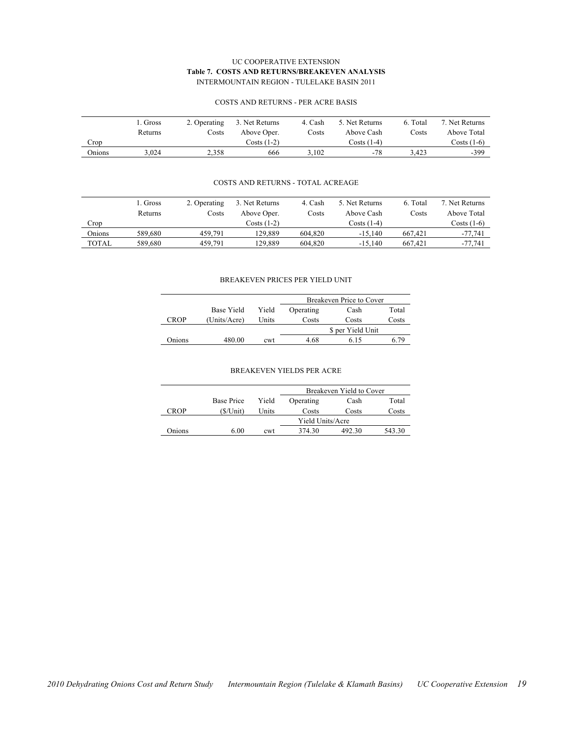UC COOPERATIVE EXTENSION

**Table 7. COSTS AND RETURNS/BREAKEVEN ANALYSIS**

INTERMOUNTAIN REGION - TULELAKE BASIN 2011

COSTS AND RETURNS - PER ACRE BASIS

| Crop | 1. Gross Returns | 2. Operating Costs | 3. Net Returns Above Oper. Costs (1-2) | 4. Cash Costs | 5. Net Returns Above Cash Costs (1-4) | 6. Total Costs | 7. Net Returns Above Total Costs (1-6) |
|---|---|---|---|---|---|---|---|
| Onions | 3,024 | 2,358 | 666 | 3,102 | -78 | 3,423 | -399 |

COSTS AND RETURNS - TOTAL ACREAGE

| Crop | 1. Gross Returns | 2. Operating Costs | 3. Net Returns Above Oper. Costs (1-2) | 4. Cash Costs | 5. Net Returns Above Cash Costs (1-4) | 6. Total Costs | 7. Net Returns Above Total Costs (1-6) |
|---|---|---|---|---|---|---|---|
| Onions | 589,680 | 459,791 | 129,889 | 604,820 | -15,140 | 667,421 | -77,741 |
| TOTAL | 589,680 | 459,791 | 129,889 | 604,820 | -15,140 | 667,421 | -77,741 |

BREAKEVEN PRICES PER YIELD UNIT

| | | | Breakeven Price to Cover | | |
|---|---|---|---|---|---|
| CROP | Base Yield (Units/Acre) | Yield Units | Operating Costs | Cash Costs | Total Costs |
| | | | $ per Yield Unit | | |
| Onions | 480.00 | cwt | 4.68 | 6.15 | 6.79 |

BREAKEVEN YIELDS PER ACRE

| | | | Breakeven Yield to Cover | | |
|---|---|---|---|---|---|
| CROP | Base Price ($/Unit) | Yield Units | Operating Costs | Cash Costs | Total Costs |
| | | | Yield Units/Acre | | |
| Onions | 6.00 | cwt | 374.30 | 492.30 | 543.30 |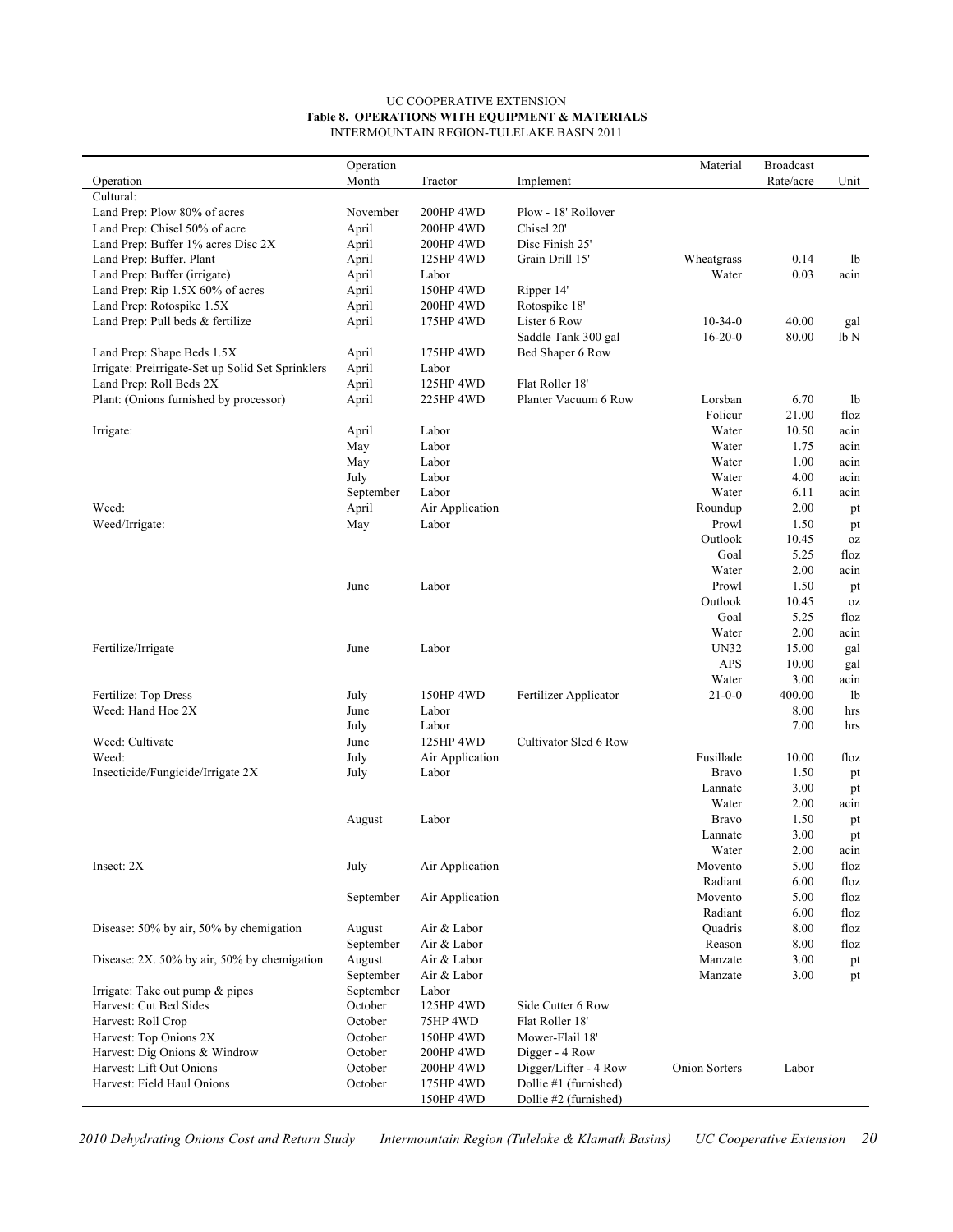UC COOPERATIVE EXTENSION

**Table 8. OPERATIONS WITH EQUIPMENT & MATERIALS**

INTERMOUNTAIN REGION-TULELAKE BASIN 2011

| Operation | Operation Month | Tractor | Implement | Material | Broadcast Rate/acre | Unit |
|---|---|---|---|---|---|---|
| Cultural: | | | | | | |
| Land Prep: Plow 80% of acres | November | 200HP 4WD | Plow - 18' Rollover | | | |
| Land Prep: Chisel 50% of acre | April | 200HP 4WD | Chisel 20' | | | |
| Land Prep: Buffer 1% acres Disc 2X | April | 200HP 4WD | Disc Finish 25' | | | |
| Land Prep: Buffer. Plant | April | 125HP 4WD | Grain Drill 15' | Wheatgrass | 0.14 | lb |
| Land Prep: Buffer (irrigate) | April | Labor | | Water | 0.03 | acin |
| Land Prep: Rip 1.5X 60% of acres | April | 150HP 4WD | Ripper 14' | | | |
| Land Prep: Rotospike 1.5X | April | 200HP 4WD | Rotospike 18' | | | |
| Land Prep: Pull beds & fertilize | April | 175HP 4WD | Lister 6 Row | 10-34-0 | 40.00 | gal |
| | | | Saddle Tank 300 gal | 16-20-0 | 80.00 | lb N |
| Land Prep: Shape Beds 1.5X | April | 175HP 4WD | Bed Shaper 6 Row | | | |
| Irrigate: Preirrigate-Set up Solid Set Sprinklers | April | Labor | | | | |
| Land Prep: Roll Beds 2X | April | 125HP 4WD | Flat Roller 18' | | | |
| Plant: (Onions furnished by processor) | April | 225HP 4WD | Planter Vacuum 6 Row | Lorsban | 6.70 | lb |
| | | | | Folicur | 21.00 | floz |
| Irrigate: | April | Labor | | Water | 10.50 | acin |
| | May | Labor | | Water | 1.75 | acin |
| | May | Labor | | Water | 1.00 | acin |
| | July | Labor | | Water | 4.00 | acin |
| | September | Labor | | Water | 6.11 | acin |
| Weed: | April | Air Application | | Roundup | 2.00 | pt |
| Weed/Irrigate: | May | Labor | | Prowl | 1.50 | pt |
| | | | | Outlook | 10.45 | oz |
| | | | | Goal | 5.25 | floz |
| | | | | Water | 2.00 | acin |
| | June | Labor | | Prowl | 1.50 | pt |
| | | | | Outlook | 10.45 | oz |
| | | | | Goal | 5.25 | floz |
| | | | | Water | 2.00 | acin |
| Fertilize/Irrigate | June | Labor | | UN32 | 15.00 | gal |
| | | | | APS | 10.00 | gal |
| | | | | Water | 3.00 | acin |
| Fertilize: Top Dress | July | 150HP 4WD | Fertilizer Applicator | 21-0-0 | 400.00 | lb |
| Weed: Hand Hoe 2X | June | Labor | | | 8.00 | hrs |
| | July | Labor | | | 7.00 | hrs |
| Weed: Cultivate | June | 125HP 4WD | Cultivator Sled 6 Row | | | |
| Weed: | July | Air Application | | Fusillade | 10.00 | floz |
| Insecticide/Fungicide/Irrigate 2X | July | Labor | | Bravo | 1.50 | pt |
| | | | | Lannate | 3.00 | pt |
| | | | | Water | 2.00 | acin |
| | August | Labor | | Bravo | 1.50 | pt |
| | | | | Lannate | 3.00 | pt |
| | | | | Water | 2.00 | acin |
| Insect: 2X | July | Air Application | | Movento | 5.00 | floz |
| | | | | Radiant | 6.00 | floz |
| | September | Air Application | | Movento | 5.00 | floz |
| | | | | Radiant | 6.00 | floz |
| Disease: 50% by air, 50% by chemigation | August | Air & Labor | | Quadris | 8.00 | floz |
| | September | Air & Labor | | Reason | 8.00 | floz |
| Disease: 2X. 50% by air, 50% by chemigation | August | Air & Labor | | Manzate | 3.00 | pt |
| | September | Air & Labor | | Manzate | 3.00 | pt |
| Irrigate: Take out pump & pipes | September | Labor | | | | |
| Harvest: Cut Bed Sides | October | 125HP 4WD | Side Cutter 6 Row | | | |
| Harvest: Roll Crop | October | 75HP 4WD | Flat Roller 18' | | | |
| Harvest: Top Onions 2X | October | 150HP 4WD | Mower-Flail 18' | | | |
| Harvest: Dig Onions & Windrow | October | 200HP 4WD | Digger - 4 Row | | | |
| Harvest: Lift Out Onions | October | 200HP 4WD | Digger/Lifter - 4 Row | Onion Sorters | Labor | |
| Harvest: Field Haul Onions | October | 175HP 4WD | Dollie #1 (furnished) | | | |
| | | 150HP 4WD | Dollie #2 (furnished) | | | |